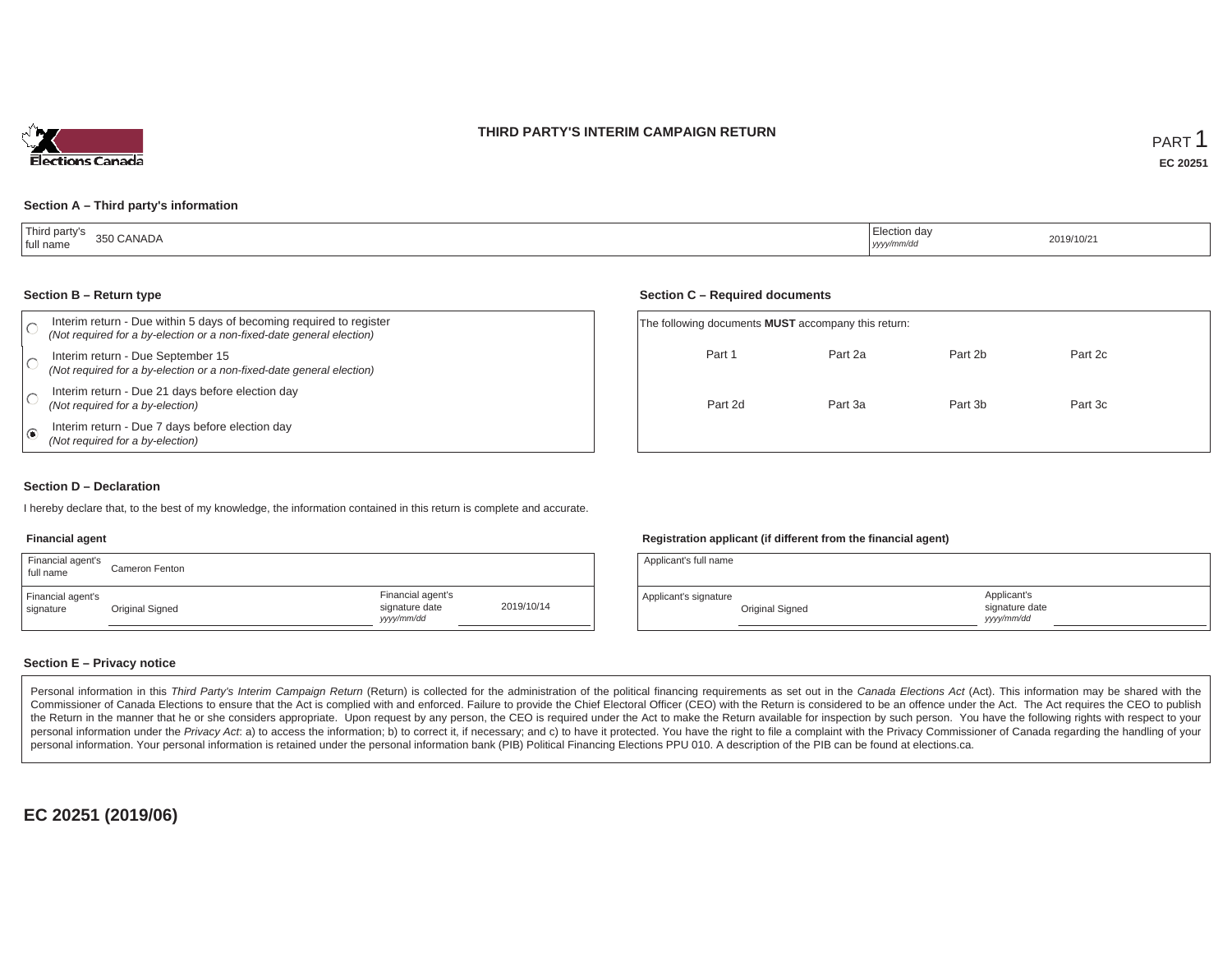# THIRD PARTY'S INTERIM CAMPAIGN RETURN

PART 1

**EC 20251**

## Section A – Third party's information

| Third party's full name | 350 CANADA | Election day *yyyy/mm/dd* | 2019/10/21 |
|---|---|---|---|

## Section B – Return type

- ○ Interim return - Due within 5 days of becoming required to register *(Not required for a by-election or a non-fixed-date general election)*
- ○ Interim return - Due September 15 *(Not required for a by-election or a non-fixed-date general election)*
- ○ Interim return - Due 21 days before election day *(Not required for a by-election)*
- ◉ Interim return - Due 7 days before election day *(Not required for a by-election)*

## Section C – Required documents

The following documents **MUST** accompany this return:

| Part 1 | Part 2a | Part 2b | Part 2c |
|---|---|---|---|
| Part 2d | Part 3a | Part 3b | Part 3c |

## Section D – Declaration

I hereby declare that, to the best of my knowledge, the information contained in this return is complete and accurate.

**Financial agent**

| Financial agent's full name | Cameron Fenton | | |
|---|---|---|---|
| Financial agent's signature | Original Signed | Financial agent's signature date *yyyy/mm/dd* | 2019/10/14 |

**Registration applicant (if different from the financial agent)**

| Applicant's full name | | | |
|---|---|---|---|
| Applicant's signature | Original Signed | Applicant's signature date *yyyy/mm/dd* | |

## Section E – Privacy notice

Personal information in this *Third Party's Interim Campaign Return* (Return) is collected for the administration of the political financing requirements as set out in the *Canada Elections Act* (Act). This information may be shared with the Commissioner of Canada Elections to ensure that the Act is complied with and enforced. Failure to provide the Chief Electoral Officer (CEO) with the Return is considered to be an offence under the Act. The Act requires the CEO to publish the Return in the manner that he or she considers appropriate. Upon request by any person, the CEO is required under the Act to make the Return available for inspection by such person. You have the following rights with respect to your personal information under the *Privacy Act*: a) to access the information; b) to correct it, if necessary; and c) to have it protected. You have the right to file a complaint with the Privacy Commissioner of Canada regarding the handling of your personal information. Your personal information is retained under the personal information bank (PIB) Political Financing Elections PPU 010. A description of the PIB can be found at elections.ca.

**EC 20251 (2019/06)**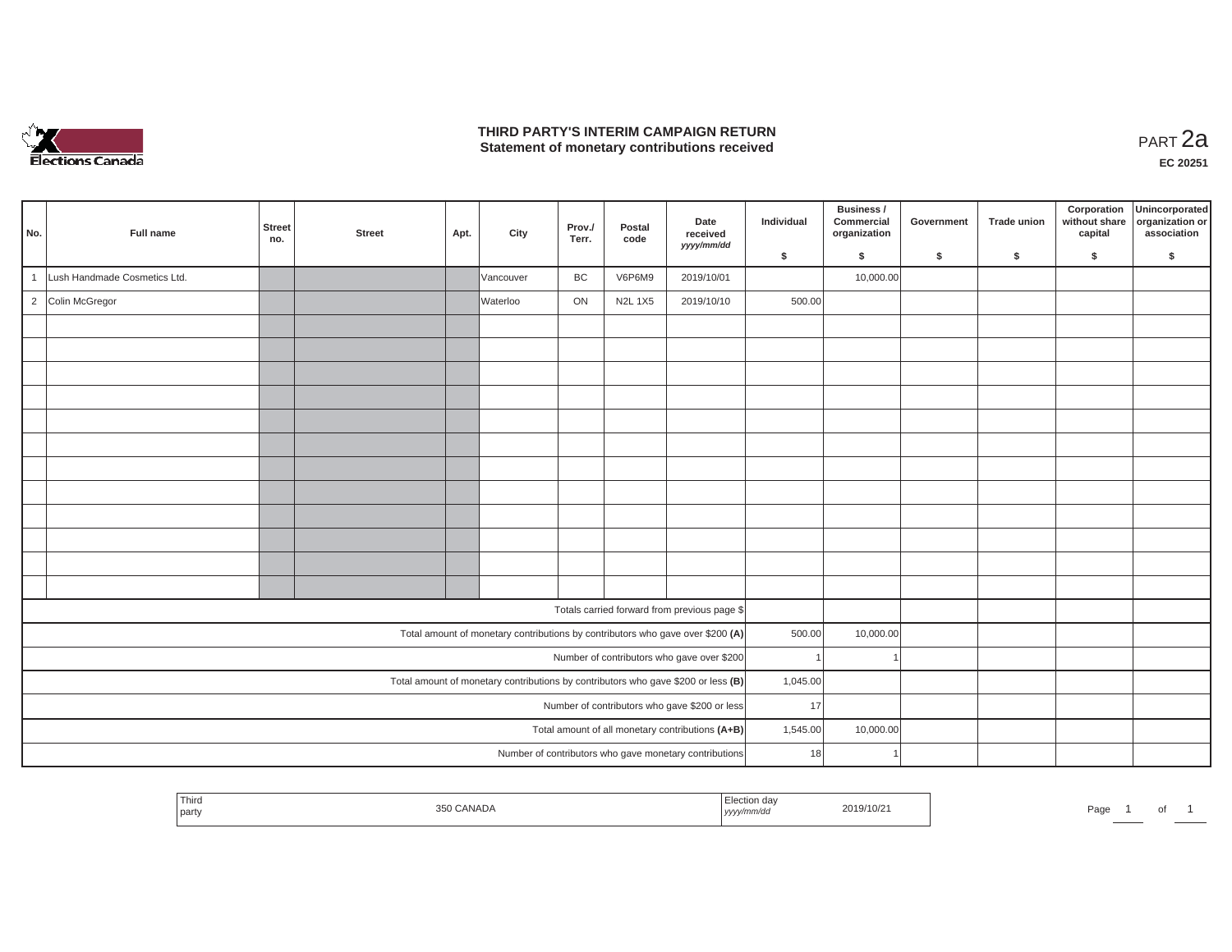# THIRD PARTY'S INTERIM CAMPAIGN RETURN
## Statement of monetary contributions received

PART 2a

EC 20251

| No. | Full name | Street no. | Street | Apt. | City | Prov./ Terr. | Postal code | Date received yyyy/mm/dd | Individual $ | Business / Commercial organization $ | Government $ | Trade union $ | Corporation without share capital $ | Unincorporated organization or association $ |
|---|---|---|---|---|---|---|---|---|---|---|---|---|---|---|
| 1 | Lush Handmade Cosmetics Ltd. | | | | Vancouver | BC | V6P6M9 | 2019/10/01 | | 10,000.00 | | | | |
| 2 | Colin McGregor | | | | Waterloo | ON | N2L 1X5 | 2019/10/10 | 500.00 | | | | | |
| | | | | | | | | | | | | | | |
| | | | | | | | | | | | | | | |
| | | | | | | | | | | | | | | |
| | | | | | | | | | | | | | | |
| | | | | | | | | | | | | | | |
| | | | | | | | | | | | | | | |
| | | | | | | | | | | | | | | |
| | | | | | | | | | | | | | | |
| | | | | | | | | | | | | | | |
| | | | | | | | | | | | | | | |
| | | | | | | | | | | | | | | |
| | | | | | | | | | | | | | | |
| | | | | | | | | Totals carried forward from previous page $ | | | | | | |
| | | | | | | | | Total amount of monetary contributions by contributors who gave over $200 (A) | 500.00 | 10,000.00 | | | | |
| | | | | | | | | Number of contributors who gave over $200 | 1 | 1 | | | | |
| | | | | | | | | Total amount of monetary contributions by contributors who gave $200 or less (B) | 1,045.00 | | | | | |
| | | | | | | | | Number of contributors who gave $200 or less | 17 | | | | | |
| | | | | | | | | Total amount of all monetary contributions (A+B) | 1,545.00 | 10,000.00 | | | | |
| | | | | | | | | Number of contributors who gave monetary contributions | 18 | 1 | | | | |

| Third party | 350 CANADA | Election day yyyy/mm/dd | 2019/10/21 |
|---|---|---|---|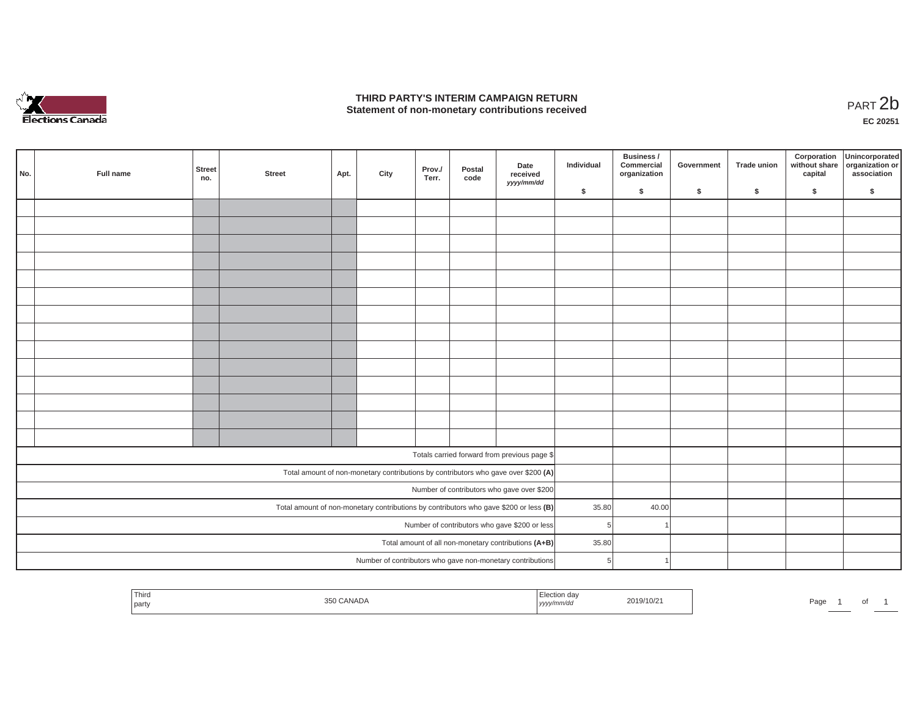# THIRD PARTY'S INTERIM CAMPAIGN RETURN
## Statement of non-monetary contributions received

PART 2b

**EC 20251**

| No. | Full name | Street no. | Street | Apt. | City | Prov./ Terr. | Postal code | Date received yyyy/mm/dd | Individual $ | Business / Commercial organization $ | Government $ | Trade union $ | Corporation without share capital $ | Unincorporated organization or association $ |
|---|---|---|---|---|---|---|---|---|---|---|---|---|---|---|
| | | | | | | | | | | | | | | |
| | | | | | | | | | | | | | | |
| | | | | | | | | | | | | | | |
| | | | | | | | | | | | | | | |
| | | | | | | | | | | | | | | |
| | | | | | | | | | | | | | | |
| | | | | | | | | | | | | | | |
| | | | | | | | | | | | | | | |
| | | | | | | | | | | | | | | |
| | | | | | | | | | | | | | | |
| | | | | | | | | | | | | | | |
| | | | | | | | | | | | | | | |
| | | | | | | | | | | | | | | |
| | | | | | | | | | | | | | | |
| Totals carried forward from previous page $ | | | | | | | | | | | | | | |
| Total amount of non-monetary contributions by contributors who gave over $200 **(A)** | | | | | | | | | | | | | | |
| Number of contributors who gave over $200 | | | | | | | | | | | | | | |
| Total amount of non-monetary contributions by contributors who gave $200 or less **(B)** | | | | | | | | | 35.80 | 40.00 | | | | |
| Number of contributors who gave $200 or less | | | | | | | | | 5 | 1 | | | | |
| Total amount of all non-monetary contributions **(A+B)** | | | | | | | | | 35.80 | | | | | |
| Number of contributors who gave non-monetary contributions | | | | | | | | | 5 | 1 | | | | |

| Third party | 350 CANADA | Election day yyyy/mm/dd | 2019/10/21 |
|---|---|---|---|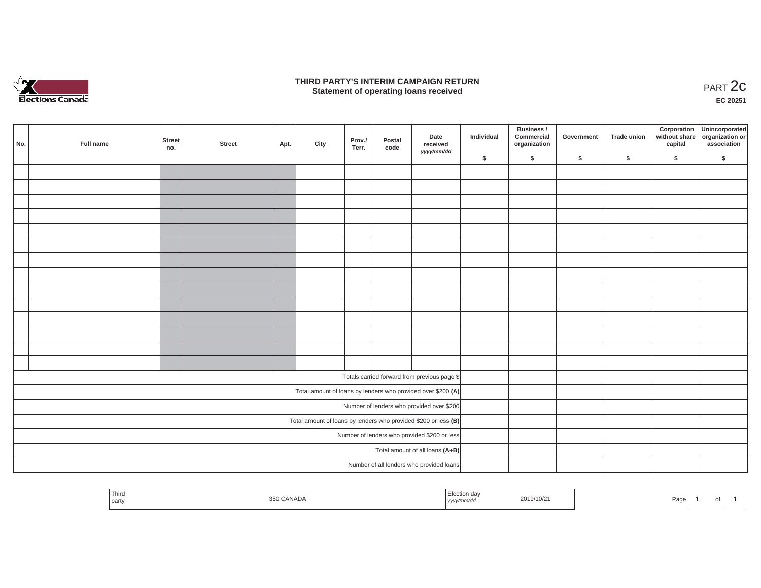# THIRD PARTY'S INTERIM CAMPAIGN RETURN
## Statement of operating loans received

PART 2c

EC 20251

| No. | Full name | Street no. | Street | Apt. | City | Prov./ Terr. | Postal code | Date received yyyy/mm/dd | Individual $ | Business / Commercial organization $ | Government $ | Trade union $ | Corporation without share capital $ | Unincorporated organization or association $ |
|---|---|---|---|---|---|---|---|---|---|---|---|---|---|---|
| | | | | | | | | | | | | | | |
| | | | | | | | | | | | | | | |
| | | | | | | | | | | | | | | |
| | | | | | | | | | | | | | | |
| | | | | | | | | | | | | | | |
| | | | | | | | | | | | | | | |
| | | | | | | | | | | | | | | |
| | | | | | | | | | | | | | | |
| | | | | | | | | | | | | | | |
| | | | | | | | | | | | | | | |
| | | | | | | | | | | | | | | |
| | | | | | | | | | | | | | | |
| | | | | | | | | | | | | | | |
| | | | | | | | | | | | | | | |
| Totals carried forward from previous page $ | | | | | | | | | | | | | | |
| Total amount of loans by lenders who provided over $200 **(A)** | | | | | | | | | | | | | | |
| Number of lenders who provided over $200 | | | | | | | | | | | | | | |
| Total amount of loans by lenders who provided $200 or less **(B)** | | | | | | | | | | | | | | |
| Number of lenders who provided $200 or less | | | | | | | | | | | | | | |
| Total amount of all loans **(A+B)** | | | | | | | | | | | | | | |
| Number of all lenders who provided loans | | | | | | | | | | | | | | |

| Third party | 350 CANADA | Election day yyyy/mm/dd | 2019/10/21 |
|---|---|---|---|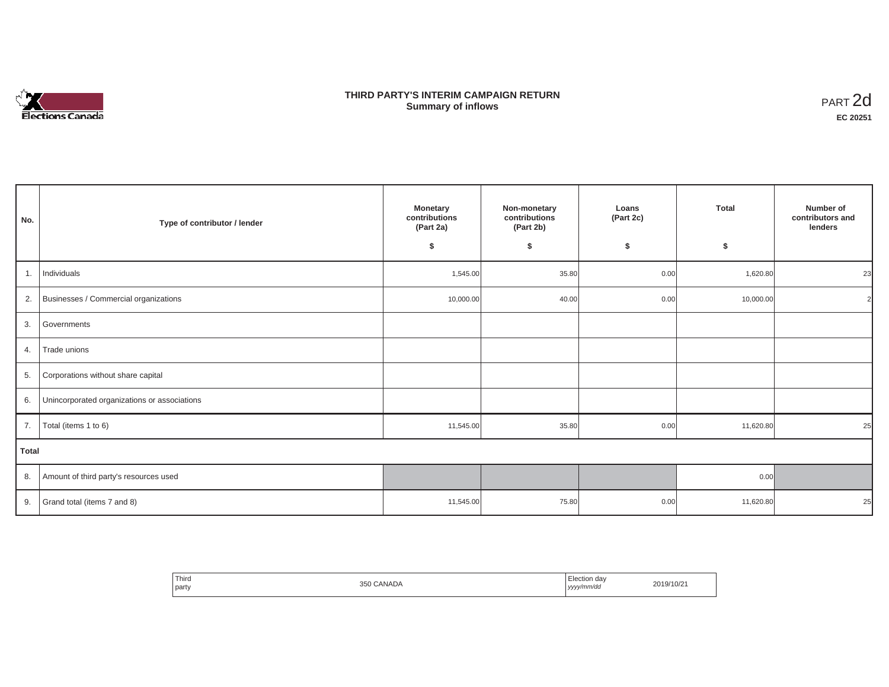# THIRD PARTY'S INTERIM CAMPAIGN RETURN
## Summary of inflows

PART 2d

**EC 20251**

| No. | Type of contributor / lender | Monetary contributions (Part 2a) $ | Non-monetary contributions (Part 2b) $ | Loans (Part 2c) $ | Total $ | Number of contributors and lenders |
|---|---|---|---|---|---|---|
| 1. | Individuals | 1,545.00 | 35.80 | 0.00 | 1,620.80 | 23 |
| 2. | Businesses / Commercial organizations | 10,000.00 | 40.00 | 0.00 | 10,000.00 | 2 |
| 3. | Governments | | | | | |
| 4. | Trade unions | | | | | |
| 5. | Corporations without share capital | | | | | |
| 6. | Unincorporated organizations or associations | | | | | |
| 7. | Total (items 1 to 6) | 11,545.00 | 35.80 | 0.00 | 11,620.80 | 25 |
| **Total** | | | | | | |
| 8. | Amount of third party's resources used | | | | 0.00 | |
| 9. | Grand total (items 7 and 8) | 11,545.00 | 75.80 | 0.00 | 11,620.80 | 25 |

| Third party | 350 CANADA | Election day *yyyy/mm/dd* | 2019/10/21 |
|---|---|---|---|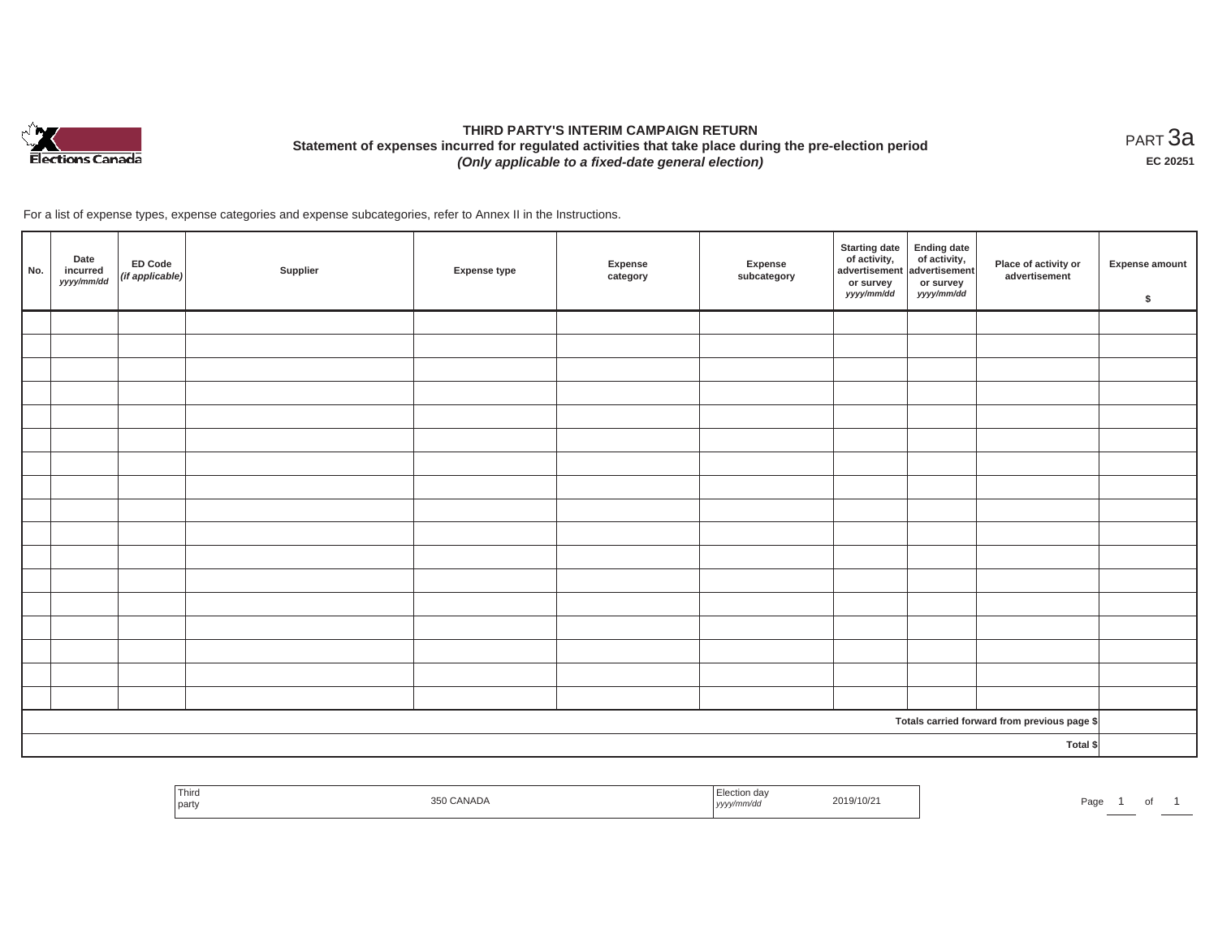Elections Canada

# THIRD PARTY'S INTERIM CAMPAIGN RETURN

**Statement of expenses incurred for regulated activities that take place during the pre-election period**

***(Only applicable to a fixed-date general election)***

PART 3a

**EC 20251**

For a list of expense types, expense categories and expense subcategories, refer to Annex II in the Instructions.

| No. | Date incurred *yyyy/mm/dd* | ED Code *(if applicable)* | Supplier | Expense type | Expense category | Expense subcategory | Starting date of activity, advertisement or survey *yyyy/mm/dd* | Ending date of activity, advertisement or survey *yyyy/mm/dd* | Place of activity or advertisement | Expense amount $ |
|---|---|---|---|---|---|---|---|---|---|---|
| | | | | | | | | | | |
| | | | | | | | | | | |
| | | | | | | | | | | |
| | | | | | | | | | | |
| | | | | | | | | | | |
| | | | | | | | | | | |
| | | | | | | | | | | |
| | | | | | | | | | | |
| | | | | | | | | | | |
| | | | | | | | | | | |
| | | | | | | | | | | |
| | | | | | | | | | | |
| | | | | | | | | | | |
| | | | | | | | | | | |
| | | | | | | | | | | |
| | | | | | | | | | | |
| | | | | | | | | | | |
| | | | | | | | | | Totals carried forward from previous page $ | |
| | | | | | | | | | Total $ | |

| Third party | 350 CANADA | Election day *yyyy/mm/dd* | 2019/10/21 |
|---|---|---|---|

Page 1 of 1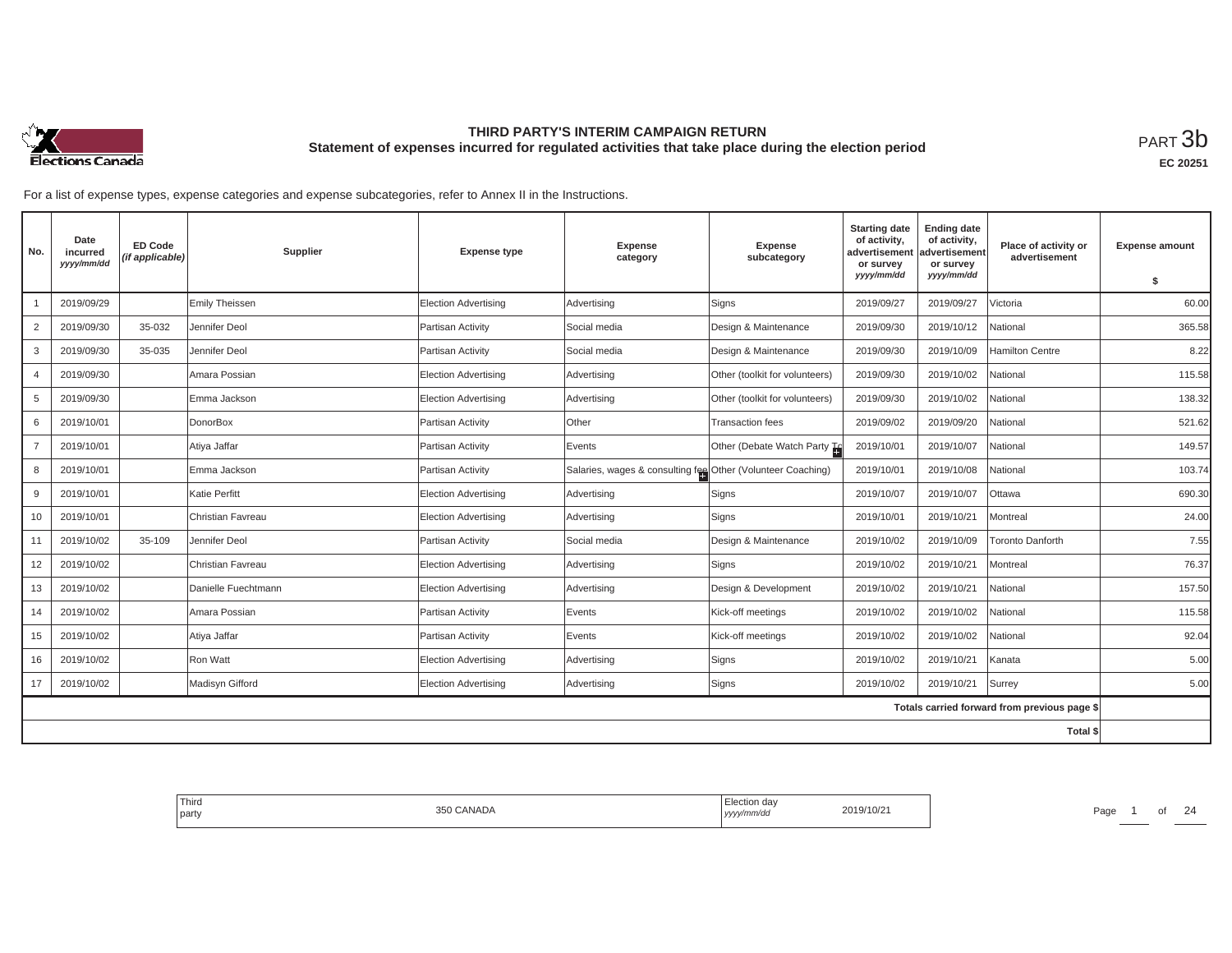# THIRD PARTY'S INTERIM CAMPAIGN RETURN

## Statement of expenses incurred for regulated activities that take place during the election period

PART 3b

**EC 20251**

For a list of expense types, expense categories and expense subcategories, refer to Annex II in the Instructions.

| No. | Date incurred *yyyy/mm/dd* | ED Code *(if applicable)* | Supplier | Expense type | Expense category | Expense subcategory | Starting date of activity, advertisement or survey *yyyy/mm/dd* | Ending date of activity, advertisement or survey *yyyy/mm/dd* | Place of activity or advertisement | Expense amount $ |
|---|---|---|---|---|---|---|---|---|---|---|
| 1 | 2019/09/29 | | Emily Theissen | Election Advertising | Advertising | Signs | 2019/09/27 | 2019/09/27 | Victoria | 60.00 |
| 2 | 2019/09/30 | 35-032 | Jennifer Deol | Partisan Activity | Social media | Design & Maintenance | 2019/09/30 | 2019/10/12 | National | 365.58 |
| 3 | 2019/09/30 | 35-035 | Jennifer Deol | Partisan Activity | Social media | Design & Maintenance | 2019/09/30 | 2019/10/09 | Hamilton Centre | 8.22 |
| 4 | 2019/09/30 | | Amara Possian | Election Advertising | Advertising | Other (toolkit for volunteers) | 2019/09/30 | 2019/10/02 | National | 115.58 |
| 5 | 2019/09/30 | | Emma Jackson | Election Advertising | Advertising | Other (toolkit for volunteers) | 2019/09/30 | 2019/10/02 | National | 138.32 |
| 6 | 2019/10/01 | | DonorBox | Partisan Activity | Other | Transaction fees | 2019/09/02 | 2019/09/20 | National | 521.62 |
| 7 | 2019/10/01 | | Atiya Jaffar | Partisan Activity | Events | Other (Debate Watch Party To | 2019/10/01 | 2019/10/07 | National | 149.57 |
| 8 | 2019/10/01 | | Emma Jackson | Partisan Activity | Salaries, wages & consulting fee | Other (Volunteer Coaching) | 2019/10/01 | 2019/10/08 | National | 103.74 |
| 9 | 2019/10/01 | | Katie Perfitt | Election Advertising | Advertising | Signs | 2019/10/07 | 2019/10/07 | Ottawa | 690.30 |
| 10 | 2019/10/01 | | Christian Favreau | Election Advertising | Advertising | Signs | 2019/10/01 | 2019/10/21 | Montreal | 24.00 |
| 11 | 2019/10/02 | 35-109 | Jennifer Deol | Partisan Activity | Social media | Design & Maintenance | 2019/10/02 | 2019/10/09 | Toronto Danforth | 7.55 |
| 12 | 2019/10/02 | | Christian Favreau | Election Advertising | Advertising | Signs | 2019/10/02 | 2019/10/21 | Montreal | 76.37 |
| 13 | 2019/10/02 | | Danielle Fuechtmann | Election Advertising | Advertising | Design & Development | 2019/10/02 | 2019/10/21 | National | 157.50 |
| 14 | 2019/10/02 | | Amara Possian | Partisan Activity | Events | Kick-off meetings | 2019/10/02 | 2019/10/02 | National | 115.58 |
| 15 | 2019/10/02 | | Atiya Jaffar | Partisan Activity | Events | Kick-off meetings | 2019/10/02 | 2019/10/02 | National | 92.04 |
| 16 | 2019/10/02 | | Ron Watt | Election Advertising | Advertising | Signs | 2019/10/02 | 2019/10/21 | Kanata | 5.00 |
| 17 | 2019/10/02 | | Madisyn Gifford | Election Advertising | Advertising | Signs | 2019/10/02 | 2019/10/21 | Surrey | 5.00 |
| | | | | | | | | | Totals carried forward from previous page $ | |
| | | | | | | | | | Total $ | |

Third party: 350 CANADA

Election day *yyyy/mm/dd*: 2019/10/21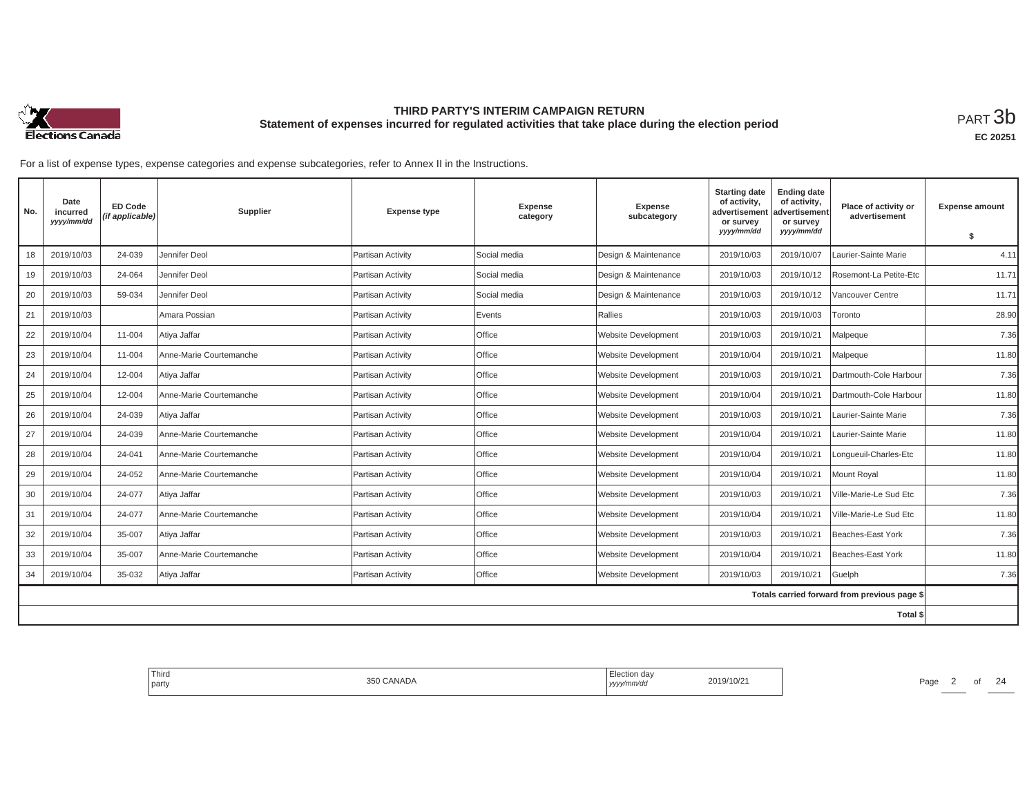# THIRD PARTY'S INTERIM CAMPAIGN RETURN
## Statement of expenses incurred for regulated activities that take place during the election period

PART 3b

**EC 20251**

For a list of expense types, expense categories and expense subcategories, refer to Annex II in the Instructions.

| No. | Date incurred *yyyy/mm/dd* | ED Code *(if applicable)* | Supplier | Expense type | Expense category | Expense subcategory | Starting date of activity, advertisement or survey *yyyy/mm/dd* | Ending date of activity, advertisement or survey *yyyy/mm/dd* | Place of activity or advertisement | Expense amount $ |
|---|---|---|---|---|---|---|---|---|---|---|
| 18 | 2019/10/03 | 24-039 | Jennifer Deol | Partisan Activity | Social media | Design & Maintenance | 2019/10/03 | 2019/10/07 | Laurier-Sainte Marie | 4.11 |
| 19 | 2019/10/03 | 24-064 | Jennifer Deol | Partisan Activity | Social media | Design & Maintenance | 2019/10/03 | 2019/10/12 | Rosemont-La Petite-Etc | 11.71 |
| 20 | 2019/10/03 | 59-034 | Jennifer Deol | Partisan Activity | Social media | Design & Maintenance | 2019/10/03 | 2019/10/12 | Vancouver Centre | 11.71 |
| 21 | 2019/10/03 | | Amara Possian | Partisan Activity | Events | Rallies | 2019/10/03 | 2019/10/03 | Toronto | 28.90 |
| 22 | 2019/10/04 | 11-004 | Atiya Jaffar | Partisan Activity | Office | Website Development | 2019/10/03 | 2019/10/21 | Malpeque | 7.36 |
| 23 | 2019/10/04 | 11-004 | Anne-Marie Courtemanche | Partisan Activity | Office | Website Development | 2019/10/04 | 2019/10/21 | Malpeque | 11.80 |
| 24 | 2019/10/04 | 12-004 | Atiya Jaffar | Partisan Activity | Office | Website Development | 2019/10/03 | 2019/10/21 | Dartmouth-Cole Harbour | 7.36 |
| 25 | 2019/10/04 | 12-004 | Anne-Marie Courtemanche | Partisan Activity | Office | Website Development | 2019/10/04 | 2019/10/21 | Dartmouth-Cole Harbour | 11.80 |
| 26 | 2019/10/04 | 24-039 | Atiya Jaffar | Partisan Activity | Office | Website Development | 2019/10/03 | 2019/10/21 | Laurier-Sainte Marie | 7.36 |
| 27 | 2019/10/04 | 24-039 | Anne-Marie Courtemanche | Partisan Activity | Office | Website Development | 2019/10/04 | 2019/10/21 | Laurier-Sainte Marie | 11.80 |
| 28 | 2019/10/04 | 24-041 | Anne-Marie Courtemanche | Partisan Activity | Office | Website Development | 2019/10/04 | 2019/10/21 | Longueuil-Charles-Etc | 11.80 |
| 29 | 2019/10/04 | 24-052 | Anne-Marie Courtemanche | Partisan Activity | Office | Website Development | 2019/10/04 | 2019/10/21 | Mount Royal | 11.80 |
| 30 | 2019/10/04 | 24-077 | Atiya Jaffar | Partisan Activity | Office | Website Development | 2019/10/03 | 2019/10/21 | Ville-Marie-Le Sud Etc | 7.36 |
| 31 | 2019/10/04 | 24-077 | Anne-Marie Courtemanche | Partisan Activity | Office | Website Development | 2019/10/04 | 2019/10/21 | Ville-Marie-Le Sud Etc | 11.80 |
| 32 | 2019/10/04 | 35-007 | Atiya Jaffar | Partisan Activity | Office | Website Development | 2019/10/03 | 2019/10/21 | Beaches-East York | 7.36 |
| 33 | 2019/10/04 | 35-007 | Anne-Marie Courtemanche | Partisan Activity | Office | Website Development | 2019/10/04 | 2019/10/21 | Beaches-East York | 11.80 |
| 34 | 2019/10/04 | 35-032 | Atiya Jaffar | Partisan Activity | Office | Website Development | 2019/10/03 | 2019/10/21 | Guelph | 7.36 |
| | | | | | | | | | Totals carried forward from previous page $ | |
| | | | | | | | | | Total $ | |

| Third party | 350 CANADA | Election day *yyyy/mm/dd* | 2019/10/21 |
|---|---|---|---|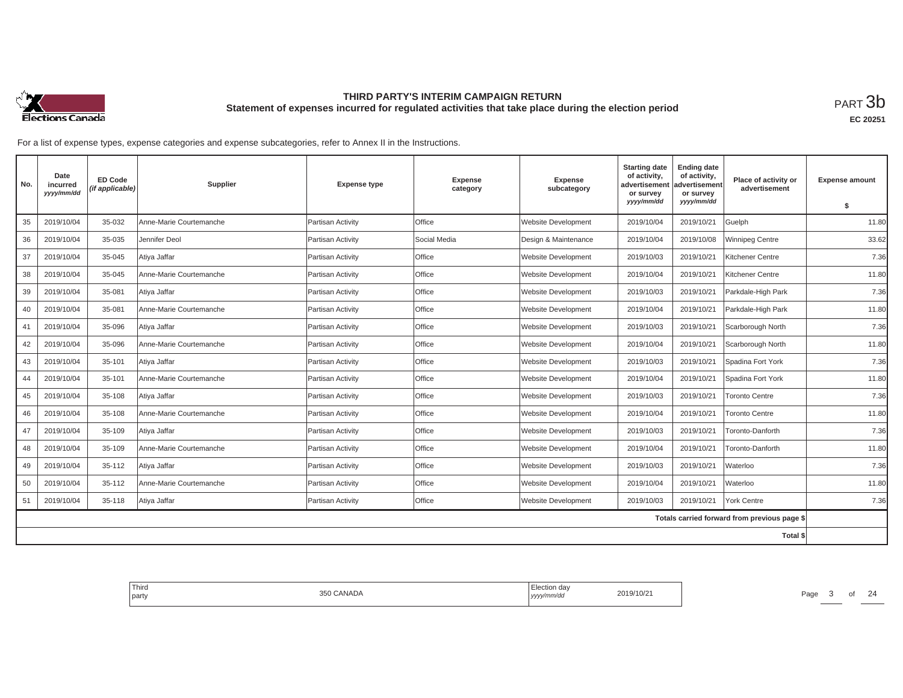# THIRD PARTY'S INTERIM CAMPAIGN RETURN

## Statement of expenses incurred for regulated activities that take place during the election period

PART 3b

**EC 20251**

For a list of expense types, expense categories and expense subcategories, refer to Annex II in the Instructions.

| No. | Date incurred *yyyy/mm/dd* | ED Code *(if applicable)* | Supplier | Expense type | Expense category | Expense subcategory | Starting date of activity, advertisement or survey *yyyy/mm/dd* | Ending date of activity, advertisement or survey *yyyy/mm/dd* | Place of activity or advertisement | Expense amount $ |
|---|---|---|---|---|---|---|---|---|---|---|
| 35 | 2019/10/04 | 35-032 | Anne-Marie Courtemanche | Partisan Activity | Office | Website Development | 2019/10/04 | 2019/10/21 | Guelph | 11.80 |
| 36 | 2019/10/04 | 35-035 | Jennifer Deol | Partisan Activity | Social Media | Design & Maintenance | 2019/10/04 | 2019/10/08 | Winnipeg Centre | 33.62 |
| 37 | 2019/10/04 | 35-045 | Atiya Jaffar | Partisan Activity | Office | Website Development | 2019/10/03 | 2019/10/21 | Kitchener Centre | 7.36 |
| 38 | 2019/10/04 | 35-045 | Anne-Marie Courtemanche | Partisan Activity | Office | Website Development | 2019/10/04 | 2019/10/21 | Kitchener Centre | 11.80 |
| 39 | 2019/10/04 | 35-081 | Atiya Jaffar | Partisan Activity | Office | Website Development | 2019/10/03 | 2019/10/21 | Parkdale-High Park | 7.36 |
| 40 | 2019/10/04 | 35-081 | Anne-Marie Courtemanche | Partisan Activity | Office | Website Development | 2019/10/04 | 2019/10/21 | Parkdale-High Park | 11.80 |
| 41 | 2019/10/04 | 35-096 | Atiya Jaffar | Partisan Activity | Office | Website Development | 2019/10/03 | 2019/10/21 | Scarborough North | 7.36 |
| 42 | 2019/10/04 | 35-096 | Anne-Marie Courtemanche | Partisan Activity | Office | Website Development | 2019/10/04 | 2019/10/21 | Scarborough North | 11.80 |
| 43 | 2019/10/04 | 35-101 | Atiya Jaffar | Partisan Activity | Office | Website Development | 2019/10/03 | 2019/10/21 | Spadina Fort York | 7.36 |
| 44 | 2019/10/04 | 35-101 | Anne-Marie Courtemanche | Partisan Activity | Office | Website Development | 2019/10/04 | 2019/10/21 | Spadina Fort York | 11.80 |
| 45 | 2019/10/04 | 35-108 | Atiya Jaffar | Partisan Activity | Office | Website Development | 2019/10/03 | 2019/10/21 | Toronto Centre | 7.36 |
| 46 | 2019/10/04 | 35-108 | Anne-Marie Courtemanche | Partisan Activity | Office | Website Development | 2019/10/04 | 2019/10/21 | Toronto Centre | 11.80 |
| 47 | 2019/10/04 | 35-109 | Atiya Jaffar | Partisan Activity | Office | Website Development | 2019/10/03 | 2019/10/21 | Toronto-Danforth | 7.36 |
| 48 | 2019/10/04 | 35-109 | Anne-Marie Courtemanche | Partisan Activity | Office | Website Development | 2019/10/04 | 2019/10/21 | Toronto-Danforth | 11.80 |
| 49 | 2019/10/04 | 35-112 | Atiya Jaffar | Partisan Activity | Office | Website Development | 2019/10/03 | 2019/10/21 | Waterloo | 7.36 |
| 50 | 2019/10/04 | 35-112 | Anne-Marie Courtemanche | Partisan Activity | Office | Website Development | 2019/10/04 | 2019/10/21 | Waterloo | 11.80 |
| 51 | 2019/10/04 | 35-118 | Atiya Jaffar | Partisan Activity | Office | Website Development | 2019/10/03 | 2019/10/21 | York Centre | 7.36 |
| | | | | | | | | | Totals carried forward from previous page $ | |
| | | | | | | | | | Total $ | |

| Third party | 350 CANADA | Election day *yyyy/mm/dd* | 2019/10/21 |
|---|---|---|---|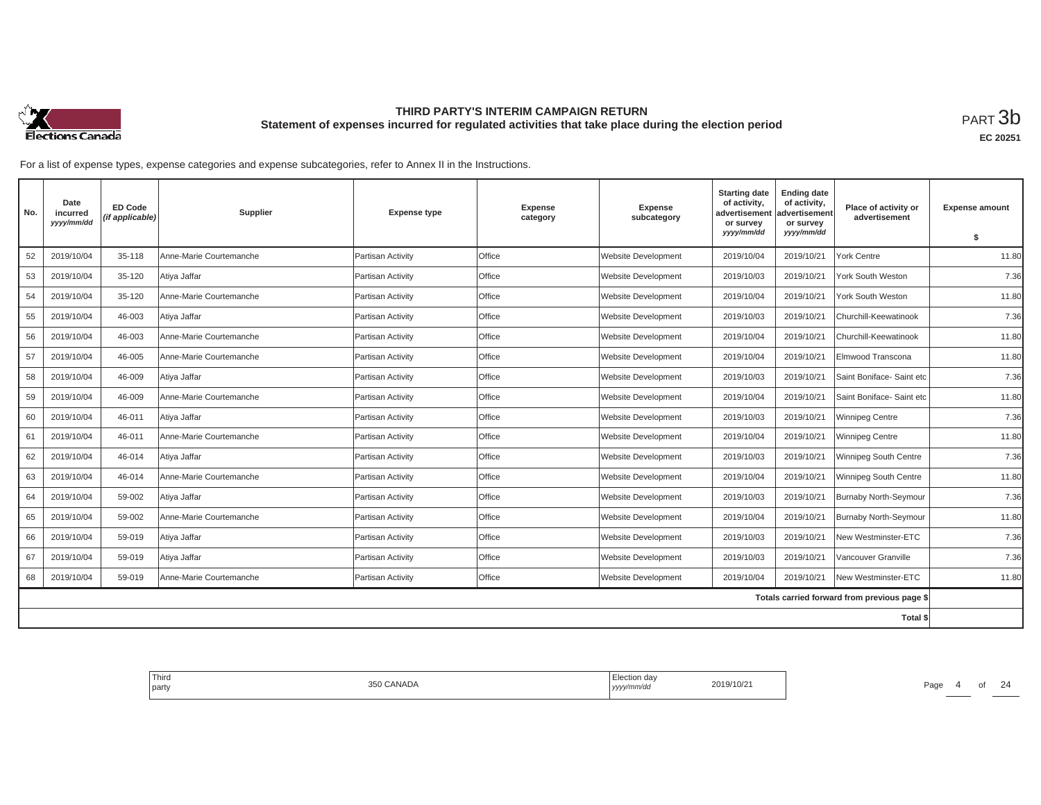# THIRD PARTY'S INTERIM CAMPAIGN RETURN

## Statement of expenses incurred for regulated activities that take place during the election period

PART 3b

EC 20251

For a list of expense types, expense categories and expense subcategories, refer to Annex II in the Instructions.

| No. | Date incurred *yyyy/mm/dd* | ED Code *(if applicable)* | Supplier | Expense type | Expense category | Expense subcategory | Starting date of activity, advertisement or survey *yyyy/mm/dd* | Ending date of activity, advertisement or survey *yyyy/mm/dd* | Place of activity or advertisement | Expense amount $ |
|---|---|---|---|---|---|---|---|---|---|---|
| 52 | 2019/10/04 | 35-118 | Anne-Marie Courtemanche | Partisan Activity | Office | Website Development | 2019/10/04 | 2019/10/21 | York Centre | 11.80 |
| 53 | 2019/10/04 | 35-120 | Atiya Jaffar | Partisan Activity | Office | Website Development | 2019/10/03 | 2019/10/21 | York South Weston | 7.36 |
| 54 | 2019/10/04 | 35-120 | Anne-Marie Courtemanche | Partisan Activity | Office | Website Development | 2019/10/04 | 2019/10/21 | York South Weston | 11.80 |
| 55 | 2019/10/04 | 46-003 | Atiya Jaffar | Partisan Activity | Office | Website Development | 2019/10/03 | 2019/10/21 | Churchill-Keewatinook | 7.36 |
| 56 | 2019/10/04 | 46-003 | Anne-Marie Courtemanche | Partisan Activity | Office | Website Development | 2019/10/04 | 2019/10/21 | Churchill-Keewatinook | 11.80 |
| 57 | 2019/10/04 | 46-005 | Anne-Marie Courtemanche | Partisan Activity | Office | Website Development | 2019/10/04 | 2019/10/21 | Elmwood Transcona | 11.80 |
| 58 | 2019/10/04 | 46-009 | Atiya Jaffar | Partisan Activity | Office | Website Development | 2019/10/03 | 2019/10/21 | Saint Boniface- Saint etc | 7.36 |
| 59 | 2019/10/04 | 46-009 | Anne-Marie Courtemanche | Partisan Activity | Office | Website Development | 2019/10/04 | 2019/10/21 | Saint Boniface- Saint etc | 11.80 |
| 60 | 2019/10/04 | 46-011 | Atiya Jaffar | Partisan Activity | Office | Website Development | 2019/10/03 | 2019/10/21 | Winnipeg Centre | 7.36 |
| 61 | 2019/10/04 | 46-011 | Anne-Marie Courtemanche | Partisan Activity | Office | Website Development | 2019/10/04 | 2019/10/21 | Winnipeg Centre | 11.80 |
| 62 | 2019/10/04 | 46-014 | Atiya Jaffar | Partisan Activity | Office | Website Development | 2019/10/03 | 2019/10/21 | Winnipeg South Centre | 7.36 |
| 63 | 2019/10/04 | 46-014 | Anne-Marie Courtemanche | Partisan Activity | Office | Website Development | 2019/10/04 | 2019/10/21 | Winnipeg South Centre | 11.80 |
| 64 | 2019/10/04 | 59-002 | Atiya Jaffar | Partisan Activity | Office | Website Development | 2019/10/03 | 2019/10/21 | Burnaby North-Seymour | 7.36 |
| 65 | 2019/10/04 | 59-002 | Anne-Marie Courtemanche | Partisan Activity | Office | Website Development | 2019/10/04 | 2019/10/21 | Burnaby North-Seymour | 11.80 |
| 66 | 2019/10/04 | 59-019 | Atiya Jaffar | Partisan Activity | Office | Website Development | 2019/10/03 | 2019/10/21 | New Westminster-ETC | 7.36 |
| 67 | 2019/10/04 | 59-019 | Atiya Jaffar | Partisan Activity | Office | Website Development | 2019/10/03 | 2019/10/21 | Vancouver Granville | 7.36 |
| 68 | 2019/10/04 | 59-019 | Anne-Marie Courtemanche | Partisan Activity | Office | Website Development | 2019/10/04 | 2019/10/21 | New Westminster-ETC | 11.80 |
| | | | | | | | | | Totals carried forward from previous page $ | |
| | | | | | | | | | Total $ | |

| Third party | 350 CANADA | Election day *yyyy/mm/dd* | 2019/10/21 |
|---|---|---|---|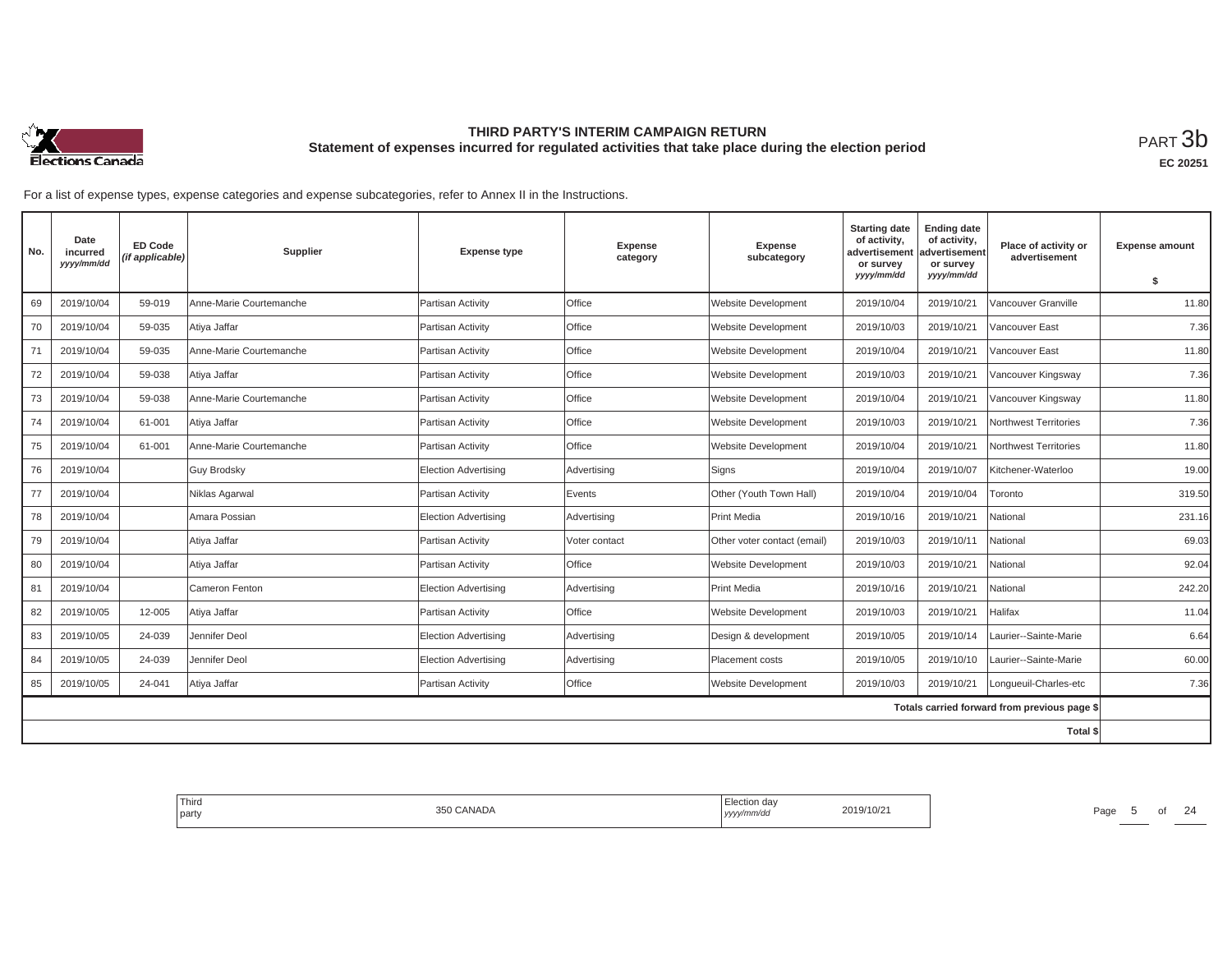# THIRD PARTY'S INTERIM CAMPAIGN RETURN

## Statement of expenses incurred for regulated activities that take place during the election period

PART 3b

EC 20251

For a list of expense types, expense categories and expense subcategories, refer to Annex II in the Instructions.

| No. | Date incurred *yyyy/mm/dd* | ED Code *(if applicable)* | Supplier | Expense type | Expense category | Expense subcategory | Starting date of activity, advertisement or survey *yyyy/mm/dd* | Ending date of activity, advertisement or survey *yyyy/mm/dd* | Place of activity or advertisement | Expense amount $ |
|---|---|---|---|---|---|---|---|---|---|---|
| 69 | 2019/10/04 | 59-019 | Anne-Marie Courtemanche | Partisan Activity | Office | Website Development | 2019/10/04 | 2019/10/21 | Vancouver Granville | 11.80 |
| 70 | 2019/10/04 | 59-035 | Atiya Jaffar | Partisan Activity | Office | Website Development | 2019/10/03 | 2019/10/21 | Vancouver East | 7.36 |
| 71 | 2019/10/04 | 59-035 | Anne-Marie Courtemanche | Partisan Activity | Office | Website Development | 2019/10/04 | 2019/10/21 | Vancouver East | 11.80 |
| 72 | 2019/10/04 | 59-038 | Atiya Jaffar | Partisan Activity | Office | Website Development | 2019/10/03 | 2019/10/21 | Vancouver Kingsway | 7.36 |
| 73 | 2019/10/04 | 59-038 | Anne-Marie Courtemanche | Partisan Activity | Office | Website Development | 2019/10/04 | 2019/10/21 | Vancouver Kingsway | 11.80 |
| 74 | 2019/10/04 | 61-001 | Atiya Jaffar | Partisan Activity | Office | Website Development | 2019/10/03 | 2019/10/21 | Northwest Territories | 7.36 |
| 75 | 2019/10/04 | 61-001 | Anne-Marie Courtemanche | Partisan Activity | Office | Website Development | 2019/10/04 | 2019/10/21 | Northwest Territories | 11.80 |
| 76 | 2019/10/04 | | Guy Brodsky | Election Advertising | Advertising | Signs | 2019/10/04 | 2019/10/07 | Kitchener-Waterloo | 19.00 |
| 77 | 2019/10/04 | | Niklas Agarwal | Partisan Activity | Events | Other (Youth Town Hall) | 2019/10/04 | 2019/10/04 | Toronto | 319.50 |
| 78 | 2019/10/04 | | Amara Possian | Election Advertising | Advertising | Print Media | 2019/10/16 | 2019/10/21 | National | 231.16 |
| 79 | 2019/10/04 | | Atiya Jaffar | Partisan Activity | Voter contact | Other voter contact (email) | 2019/10/03 | 2019/10/11 | National | 69.03 |
| 80 | 2019/10/04 | | Atiya Jaffar | Partisan Activity | Office | Website Development | 2019/10/03 | 2019/10/21 | National | 92.04 |
| 81 | 2019/10/04 | | Cameron Fenton | Election Advertising | Advertising | Print Media | 2019/10/16 | 2019/10/21 | National | 242.20 |
| 82 | 2019/10/05 | 12-005 | Atiya Jaffar | Partisan Activity | Office | Website Development | 2019/10/03 | 2019/10/21 | Halifax | 11.04 |
| 83 | 2019/10/05 | 24-039 | Jennifer Deol | Election Advertising | Advertising | Design & development | 2019/10/05 | 2019/10/14 | Laurier--Sainte-Marie | 6.64 |
| 84 | 2019/10/05 | 24-039 | Jennifer Deol | Election Advertising | Advertising | Placement costs | 2019/10/05 | 2019/10/10 | Laurier--Sainte-Marie | 60.00 |
| 85 | 2019/10/05 | 24-041 | Atiya Jaffar | Partisan Activity | Office | Website Development | 2019/10/03 | 2019/10/21 | Longueuil-Charles-etc | 7.36 |
| | | | | | | | | | Totals carried forward from previous page $ | |
| | | | | | | | | | Total $ | |

Third party: 350 CANADA

Election day *yyyy/mm/dd*: 2019/10/21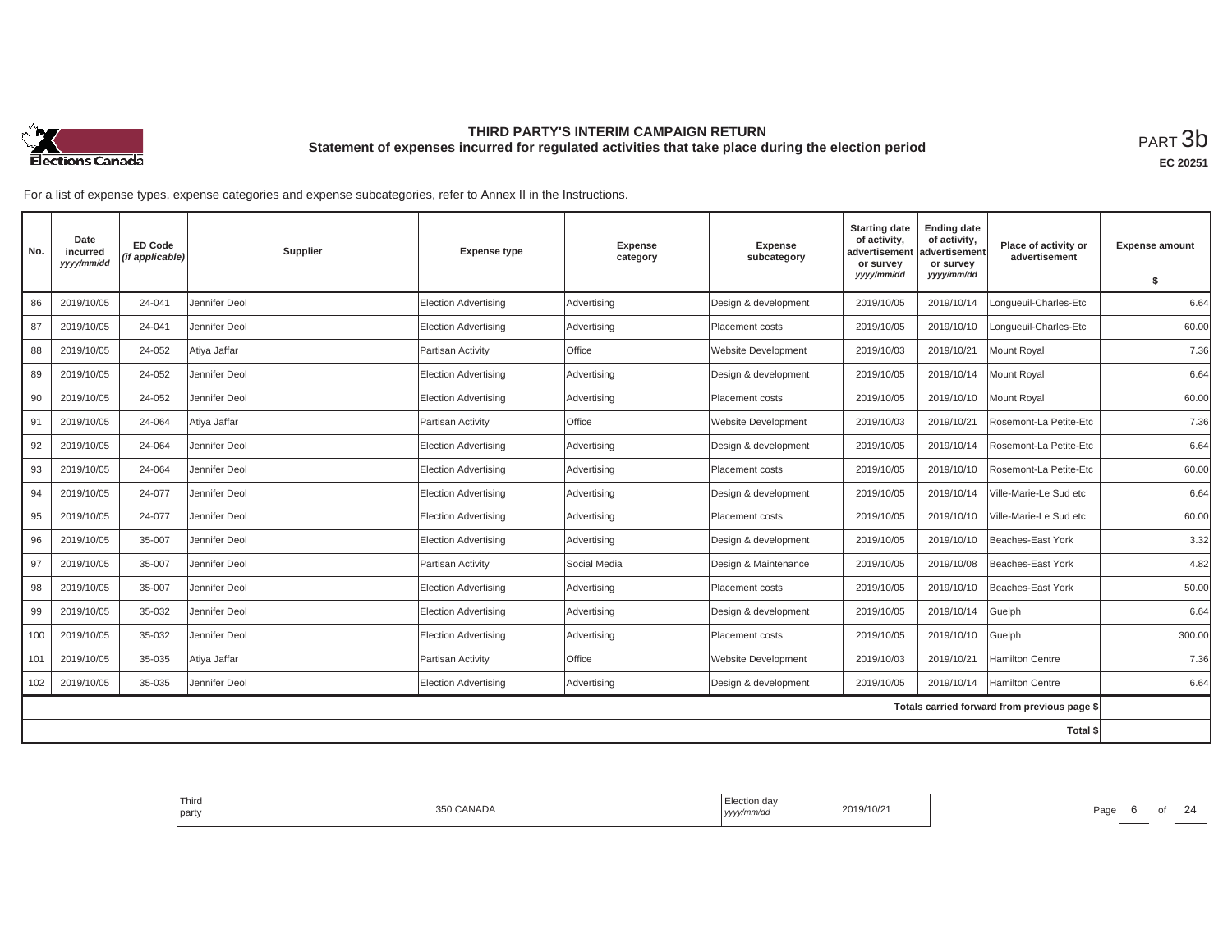# THIRD PARTY'S INTERIM CAMPAIGN RETURN

## Statement of expenses incurred for regulated activities that take place during the election period

PART 3b

EC 20251

For a list of expense types, expense categories and expense subcategories, refer to Annex II in the Instructions.

| No. | Date incurred yyyy/mm/dd | ED Code (if applicable) | Supplier | Expense type | Expense category | Expense subcategory | Starting date of activity, advertisement or survey yyyy/mm/dd | Ending date of activity, advertisement or survey yyyy/mm/dd | Place of activity or advertisement | Expense amount $ |
|---|---|---|---|---|---|---|---|---|---|---|
| 86 | 2019/10/05 | 24-041 | Jennifer Deol | Election Advertising | Advertising | Design & development | 2019/10/05 | 2019/10/14 | Longueuil-Charles-Etc | 6.64 |
| 87 | 2019/10/05 | 24-041 | Jennifer Deol | Election Advertising | Advertising | Placement costs | 2019/10/05 | 2019/10/10 | Longueuil-Charles-Etc | 60.00 |
| 88 | 2019/10/05 | 24-052 | Atiya Jaffar | Partisan Activity | Office | Website Development | 2019/10/03 | 2019/10/21 | Mount Royal | 7.36 |
| 89 | 2019/10/05 | 24-052 | Jennifer Deol | Election Advertising | Advertising | Design & development | 2019/10/05 | 2019/10/14 | Mount Royal | 6.64 |
| 90 | 2019/10/05 | 24-052 | Jennifer Deol | Election Advertising | Advertising | Placement costs | 2019/10/05 | 2019/10/10 | Mount Royal | 60.00 |
| 91 | 2019/10/05 | 24-064 | Atiya Jaffar | Partisan Activity | Office | Website Development | 2019/10/03 | 2019/10/21 | Rosemont-La Petite-Etc | 7.36 |
| 92 | 2019/10/05 | 24-064 | Jennifer Deol | Election Advertising | Advertising | Design & development | 2019/10/05 | 2019/10/14 | Rosemont-La Petite-Etc | 6.64 |
| 93 | 2019/10/05 | 24-064 | Jennifer Deol | Election Advertising | Advertising | Placement costs | 2019/10/05 | 2019/10/10 | Rosemont-La Petite-Etc | 60.00 |
| 94 | 2019/10/05 | 24-077 | Jennifer Deol | Election Advertising | Advertising | Design & development | 2019/10/05 | 2019/10/14 | Ville-Marie-Le Sud etc | 6.64 |
| 95 | 2019/10/05 | 24-077 | Jennifer Deol | Election Advertising | Advertising | Placement costs | 2019/10/05 | 2019/10/10 | Ville-Marie-Le Sud etc | 60.00 |
| 96 | 2019/10/05 | 35-007 | Jennifer Deol | Election Advertising | Advertising | Design & development | 2019/10/05 | 2019/10/10 | Beaches-East York | 3.32 |
| 97 | 2019/10/05 | 35-007 | Jennifer Deol | Partisan Activity | Social Media | Design & Maintenance | 2019/10/05 | 2019/10/08 | Beaches-East York | 4.82 |
| 98 | 2019/10/05 | 35-007 | Jennifer Deol | Election Advertising | Advertising | Placement costs | 2019/10/05 | 2019/10/10 | Beaches-East York | 50.00 |
| 99 | 2019/10/05 | 35-032 | Jennifer Deol | Election Advertising | Advertising | Design & development | 2019/10/05 | 2019/10/14 | Guelph | 6.64 |
| 100 | 2019/10/05 | 35-032 | Jennifer Deol | Election Advertising | Advertising | Placement costs | 2019/10/05 | 2019/10/10 | Guelph | 300.00 |
| 101 | 2019/10/05 | 35-035 | Atiya Jaffar | Partisan Activity | Office | Website Development | 2019/10/03 | 2019/10/21 | Hamilton Centre | 7.36 |
| 102 | 2019/10/05 | 35-035 | Jennifer Deol | Election Advertising | Advertising | Design & development | 2019/10/05 | 2019/10/14 | Hamilton Centre | 6.64 |
| | | | | | | | | | Totals carried forward from previous page $ | |
| | | | | | | | | | Total $ | |

Third party: 350 CANADA

Election day yyyy/mm/dd: 2019/10/21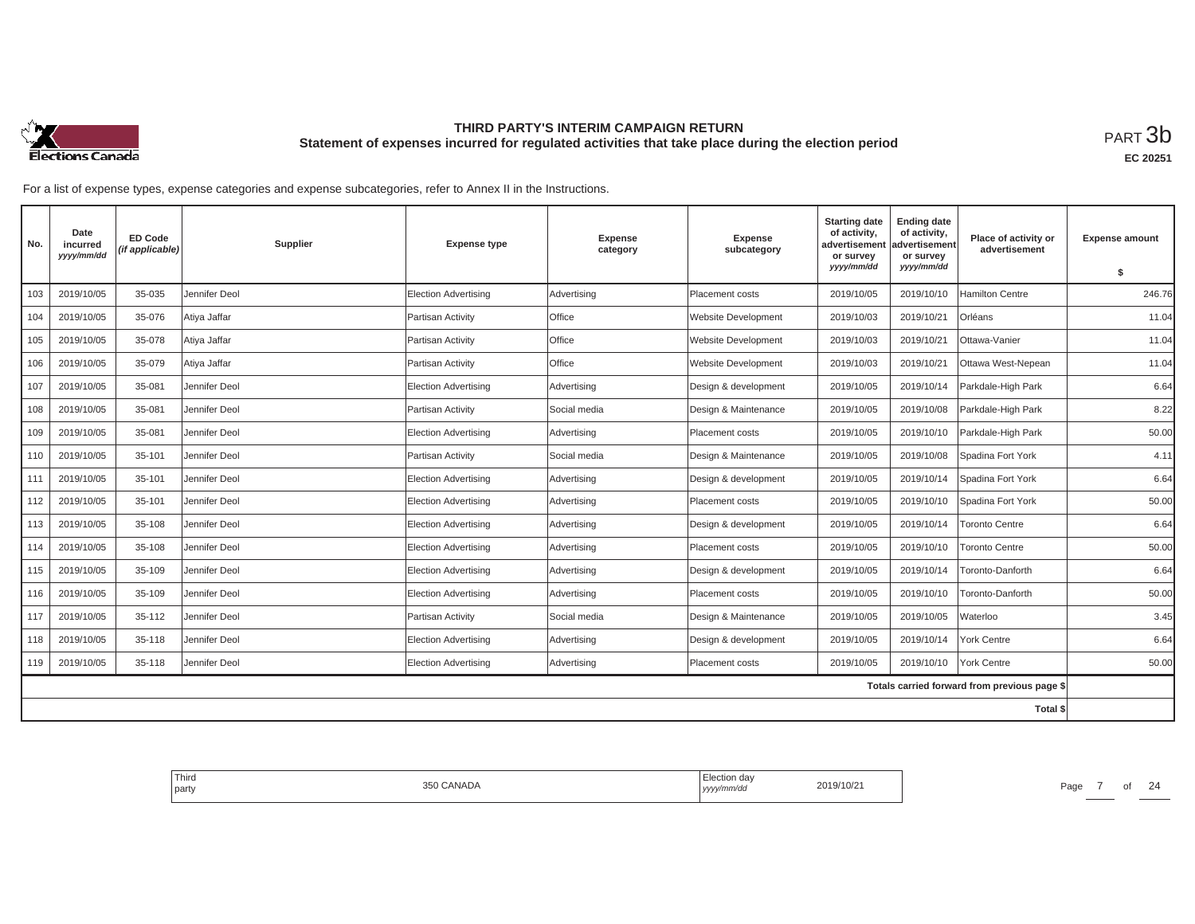# THIRD PARTY'S INTERIM CAMPAIGN RETURN

## Statement of expenses incurred for regulated activities that take place during the election period

PART 3b

EC 20251

For a list of expense types, expense categories and expense subcategories, refer to Annex II in the Instructions.

| No. | Date incurred *yyyy/mm/dd* | ED Code *(if applicable)* | Supplier | Expense type | Expense category | Expense subcategory | Starting date of activity, advertisement or survey *yyyy/mm/dd* | Ending date of activity, advertisement or survey *yyyy/mm/dd* | Place of activity or advertisement | Expense amount $ |
|---|---|---|---|---|---|---|---|---|---|---|
| 103 | 2019/10/05 | 35-035 | Jennifer Deol | Election Advertising | Advertising | Placement costs | 2019/10/05 | 2019/10/10 | Hamilton Centre | 246.76 |
| 104 | 2019/10/05 | 35-076 | Atiya Jaffar | Partisan Activity | Office | Website Development | 2019/10/03 | 2019/10/21 | Orléans | 11.04 |
| 105 | 2019/10/05 | 35-078 | Atiya Jaffar | Partisan Activity | Office | Website Development | 2019/10/03 | 2019/10/21 | Ottawa-Vanier | 11.04 |
| 106 | 2019/10/05 | 35-079 | Atiya Jaffar | Partisan Activity | Office | Website Development | 2019/10/03 | 2019/10/21 | Ottawa West-Nepean | 11.04 |
| 107 | 2019/10/05 | 35-081 | Jennifer Deol | Election Advertising | Advertising | Design & development | 2019/10/05 | 2019/10/14 | Parkdale-High Park | 6.64 |
| 108 | 2019/10/05 | 35-081 | Jennifer Deol | Partisan Activity | Social media | Design & Maintenance | 2019/10/05 | 2019/10/08 | Parkdale-High Park | 8.22 |
| 109 | 2019/10/05 | 35-081 | Jennifer Deol | Election Advertising | Advertising | Placement costs | 2019/10/05 | 2019/10/10 | Parkdale-High Park | 50.00 |
| 110 | 2019/10/05 | 35-101 | Jennifer Deol | Partisan Activity | Social media | Design & Maintenance | 2019/10/05 | 2019/10/08 | Spadina Fort York | 4.11 |
| 111 | 2019/10/05 | 35-101 | Jennifer Deol | Election Advertising | Advertising | Design & development | 2019/10/05 | 2019/10/14 | Spadina Fort York | 6.64 |
| 112 | 2019/10/05 | 35-101 | Jennifer Deol | Election Advertising | Advertising | Placement costs | 2019/10/05 | 2019/10/10 | Spadina Fort York | 50.00 |
| 113 | 2019/10/05 | 35-108 | Jennifer Deol | Election Advertising | Advertising | Design & development | 2019/10/05 | 2019/10/14 | Toronto Centre | 6.64 |
| 114 | 2019/10/05 | 35-108 | Jennifer Deol | Election Advertising | Advertising | Placement costs | 2019/10/05 | 2019/10/10 | Toronto Centre | 50.00 |
| 115 | 2019/10/05 | 35-109 | Jennifer Deol | Election Advertising | Advertising | Design & development | 2019/10/05 | 2019/10/14 | Toronto-Danforth | 6.64 |
| 116 | 2019/10/05 | 35-109 | Jennifer Deol | Election Advertising | Advertising | Placement costs | 2019/10/05 | 2019/10/10 | Toronto-Danforth | 50.00 |
| 117 | 2019/10/05 | 35-112 | Jennifer Deol | Partisan Activity | Social media | Design & Maintenance | 2019/10/05 | 2019/10/05 | Waterloo | 3.45 |
| 118 | 2019/10/05 | 35-118 | Jennifer Deol | Election Advertising | Advertising | Design & development | 2019/10/05 | 2019/10/14 | York Centre | 6.64 |
| 119 | 2019/10/05 | 35-118 | Jennifer Deol | Election Advertising | Advertising | Placement costs | 2019/10/05 | 2019/10/10 | York Centre | 50.00 |
| | | | | | | | | | Totals carried forward from previous page $ | |
| | | | | | | | | | Total $ | |

Third party: 350 CANADA

Election day *yyyy/mm/dd*: 2019/10/21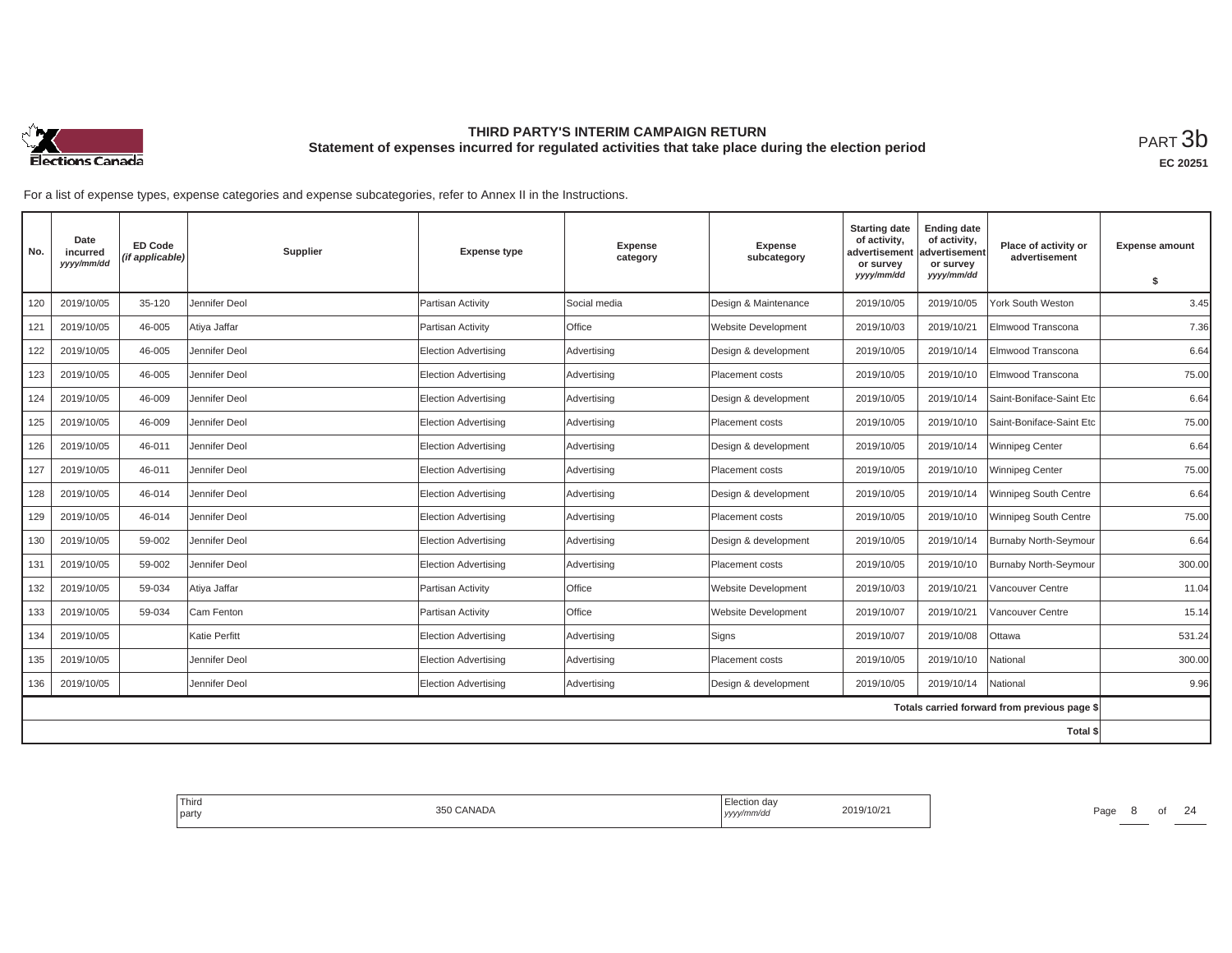# THIRD PARTY'S INTERIM CAMPAIGN RETURN

## Statement of expenses incurred for regulated activities that take place during the election period

PART 3b

**EC 20251**

For a list of expense types, expense categories and expense subcategories, refer to Annex II in the Instructions.

| No. | Date incurred *yyyy/mm/dd* | ED Code *(if applicable)* | Supplier | Expense type | Expense category | Expense subcategory | Starting date of activity, advertisement or survey *yyyy/mm/dd* | Ending date of activity, advertisement or survey *yyyy/mm/dd* | Place of activity or advertisement | Expense amount $ |
|---|---|---|---|---|---|---|---|---|---|---|
| 120 | 2019/10/05 | 35-120 | Jennifer Deol | Partisan Activity | Social media | Design & Maintenance | 2019/10/05 | 2019/10/05 | York South Weston | 3.45 |
| 121 | 2019/10/05 | 46-005 | Atiya Jaffar | Partisan Activity | Office | Website Development | 2019/10/03 | 2019/10/21 | Elmwood Transcona | 7.36 |
| 122 | 2019/10/05 | 46-005 | Jennifer Deol | Election Advertising | Advertising | Design & development | 2019/10/05 | 2019/10/14 | Elmwood Transcona | 6.64 |
| 123 | 2019/10/05 | 46-005 | Jennifer Deol | Election Advertising | Advertising | Placement costs | 2019/10/05 | 2019/10/10 | Elmwood Transcona | 75.00 |
| 124 | 2019/10/05 | 46-009 | Jennifer Deol | Election Advertising | Advertising | Design & development | 2019/10/05 | 2019/10/14 | Saint-Boniface-Saint Etc | 6.64 |
| 125 | 2019/10/05 | 46-009 | Jennifer Deol | Election Advertising | Advertising | Placement costs | 2019/10/05 | 2019/10/10 | Saint-Boniface-Saint Etc | 75.00 |
| 126 | 2019/10/05 | 46-011 | Jennifer Deol | Election Advertising | Advertising | Design & development | 2019/10/05 | 2019/10/14 | Winnipeg Center | 6.64 |
| 127 | 2019/10/05 | 46-011 | Jennifer Deol | Election Advertising | Advertising | Placement costs | 2019/10/05 | 2019/10/10 | Winnipeg Center | 75.00 |
| 128 | 2019/10/05 | 46-014 | Jennifer Deol | Election Advertising | Advertising | Design & development | 2019/10/05 | 2019/10/14 | Winnipeg South Centre | 6.64 |
| 129 | 2019/10/05 | 46-014 | Jennifer Deol | Election Advertising | Advertising | Placement costs | 2019/10/05 | 2019/10/10 | Winnipeg South Centre | 75.00 |
| 130 | 2019/10/05 | 59-002 | Jennifer Deol | Election Advertising | Advertising | Design & development | 2019/10/05 | 2019/10/14 | Burnaby North-Seymour | 6.64 |
| 131 | 2019/10/05 | 59-002 | Jennifer Deol | Election Advertising | Advertising | Placement costs | 2019/10/05 | 2019/10/10 | Burnaby North-Seymour | 300.00 |
| 132 | 2019/10/05 | 59-034 | Atiya Jaffar | Partisan Activity | Office | Website Development | 2019/10/03 | 2019/10/21 | Vancouver Centre | 11.04 |
| 133 | 2019/10/05 | 59-034 | Cam Fenton | Partisan Activity | Office | Website Development | 2019/10/07 | 2019/10/21 | Vancouver Centre | 15.14 |
| 134 | 2019/10/05 | | Katie Perfitt | Election Advertising | Advertising | Signs | 2019/10/07 | 2019/10/08 | Ottawa | 531.24 |
| 135 | 2019/10/05 | | Jennifer Deol | Election Advertising | Advertising | Placement costs | 2019/10/05 | 2019/10/10 | National | 300.00 |
| 136 | 2019/10/05 | | Jennifer Deol | Election Advertising | Advertising | Design & development | 2019/10/05 | 2019/10/14 | National | 9.96 |
| | | | | | | | | | Totals carried forward from previous page $ | |
| | | | | | | | | | Total $ | |

| Third party | 350 CANADA | Election day *yyyy/mm/dd* | 2019/10/21 |
|---|---|---|---|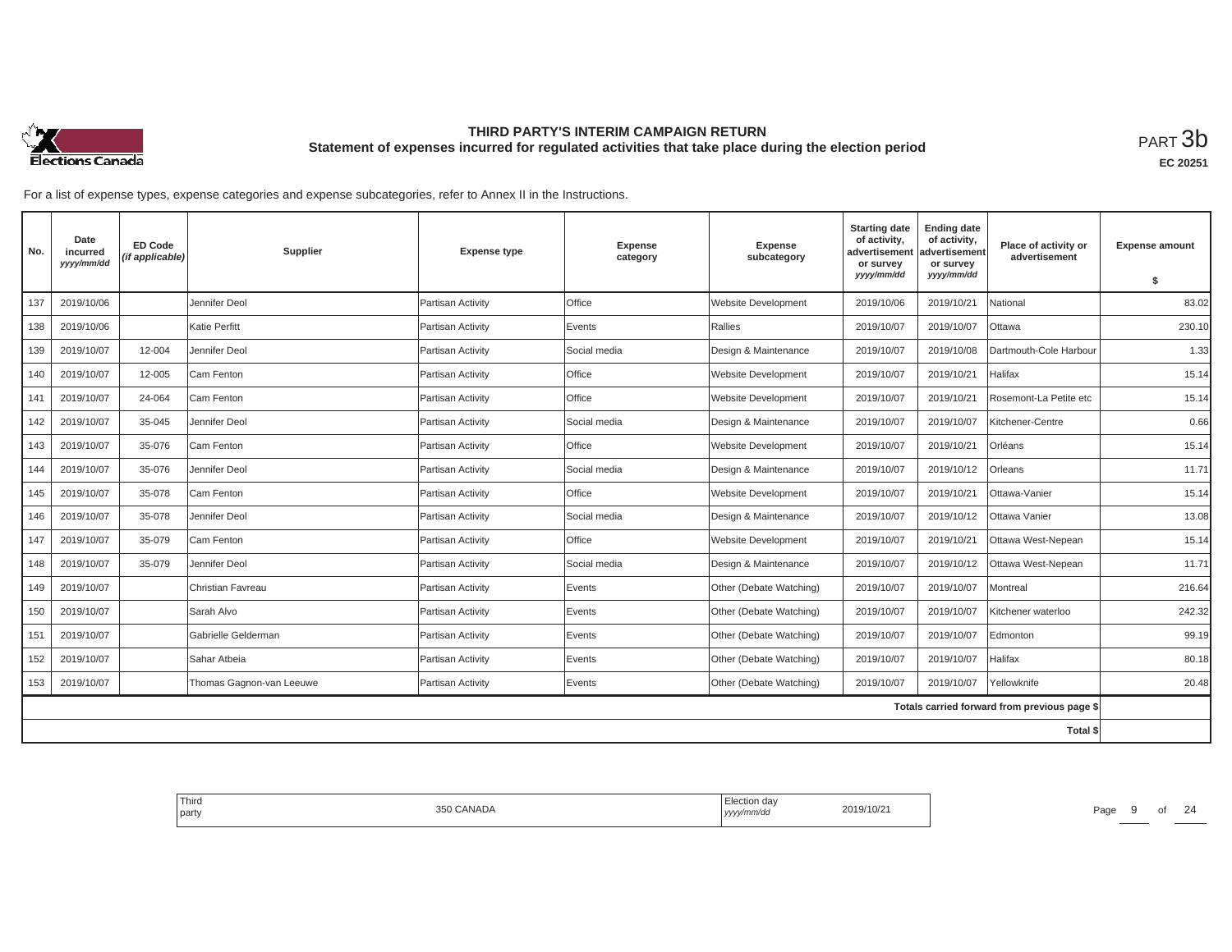# THIRD PARTY'S INTERIM CAMPAIGN RETURN

## Statement of expenses incurred for regulated activities that take place during the election period

PART 3b

EC 20251

For a list of expense types, expense categories and expense subcategories, refer to Annex II in the Instructions.

| No. | Date incurred *yyyy/mm/dd* | ED Code *(if applicable)* | Supplier | Expense type | Expense category | Expense subcategory | Starting date of activity, advertisement or survey *yyyy/mm/dd* | Ending date of activity, advertisement or survey *yyyy/mm/dd* | Place of activity or advertisement | Expense amount $ |
|---|---|---|---|---|---|---|---|---|---|---|
| 137 | 2019/10/06 | | Jennifer Deol | Partisan Activity | Office | Website Development | 2019/10/06 | 2019/10/21 | National | 83.02 |
| 138 | 2019/10/06 | | Katie Perfitt | Partisan Activity | Events | Rallies | 2019/10/07 | 2019/10/07 | Ottawa | 230.10 |
| 139 | 2019/10/07 | 12-004 | Jennifer Deol | Partisan Activity | Social media | Design & Maintenance | 2019/10/07 | 2019/10/08 | Dartmouth-Cole Harbour | 1.33 |
| 140 | 2019/10/07 | 12-005 | Cam Fenton | Partisan Activity | Office | Website Development | 2019/10/07 | 2019/10/21 | Halifax | 15.14 |
| 141 | 2019/10/07 | 24-064 | Cam Fenton | Partisan Activity | Office | Website Development | 2019/10/07 | 2019/10/21 | Rosemont-La Petite etc | 15.14 |
| 142 | 2019/10/07 | 35-045 | Jennifer Deol | Partisan Activity | Social media | Design & Maintenance | 2019/10/07 | 2019/10/07 | Kitchener-Centre | 0.66 |
| 143 | 2019/10/07 | 35-076 | Cam Fenton | Partisan Activity | Office | Website Development | 2019/10/07 | 2019/10/21 | Orléans | 15.14 |
| 144 | 2019/10/07 | 35-076 | Jennifer Deol | Partisan Activity | Social media | Design & Maintenance | 2019/10/07 | 2019/10/12 | Orleans | 11.71 |
| 145 | 2019/10/07 | 35-078 | Cam Fenton | Partisan Activity | Office | Website Development | 2019/10/07 | 2019/10/21 | Ottawa-Vanier | 15.14 |
| 146 | 2019/10/07 | 35-078 | Jennifer Deol | Partisan Activity | Social media | Design & Maintenance | 2019/10/07 | 2019/10/12 | Ottawa Vanier | 13.08 |
| 147 | 2019/10/07 | 35-079 | Cam Fenton | Partisan Activity | Office | Website Development | 2019/10/07 | 2019/10/21 | Ottawa West-Nepean | 15.14 |
| 148 | 2019/10/07 | 35-079 | Jennifer Deol | Partisan Activity | Social media | Design & Maintenance | 2019/10/07 | 2019/10/12 | Ottawa West-Nepean | 11.71 |
| 149 | 2019/10/07 | | Christian Favreau | Partisan Activity | Events | Other (Debate Watching) | 2019/10/07 | 2019/10/07 | Montreal | 216.64 |
| 150 | 2019/10/07 | | Sarah Alvo | Partisan Activity | Events | Other (Debate Watching) | 2019/10/07 | 2019/10/07 | Kitchener waterloo | 242.32 |
| 151 | 2019/10/07 | | Gabrielle Gelderman | Partisan Activity | Events | Other (Debate Watching) | 2019/10/07 | 2019/10/07 | Edmonton | 99.19 |
| 152 | 2019/10/07 | | Sahar Atbeia | Partisan Activity | Events | Other (Debate Watching) | 2019/10/07 | 2019/10/07 | Halifax | 80.18 |
| 153 | 2019/10/07 | | Thomas Gagnon-van Leeuwe | Partisan Activity | Events | Other (Debate Watching) | 2019/10/07 | 2019/10/07 | Yellowknife | 20.48 |
| | | | | | | | | | Totals carried forward from previous page $ | |
| | | | | | | | | | Total $ | |

| Third party | 350 CANADA | Election day *yyyy/mm/dd* | 2019/10/21 |
|---|---|---|---|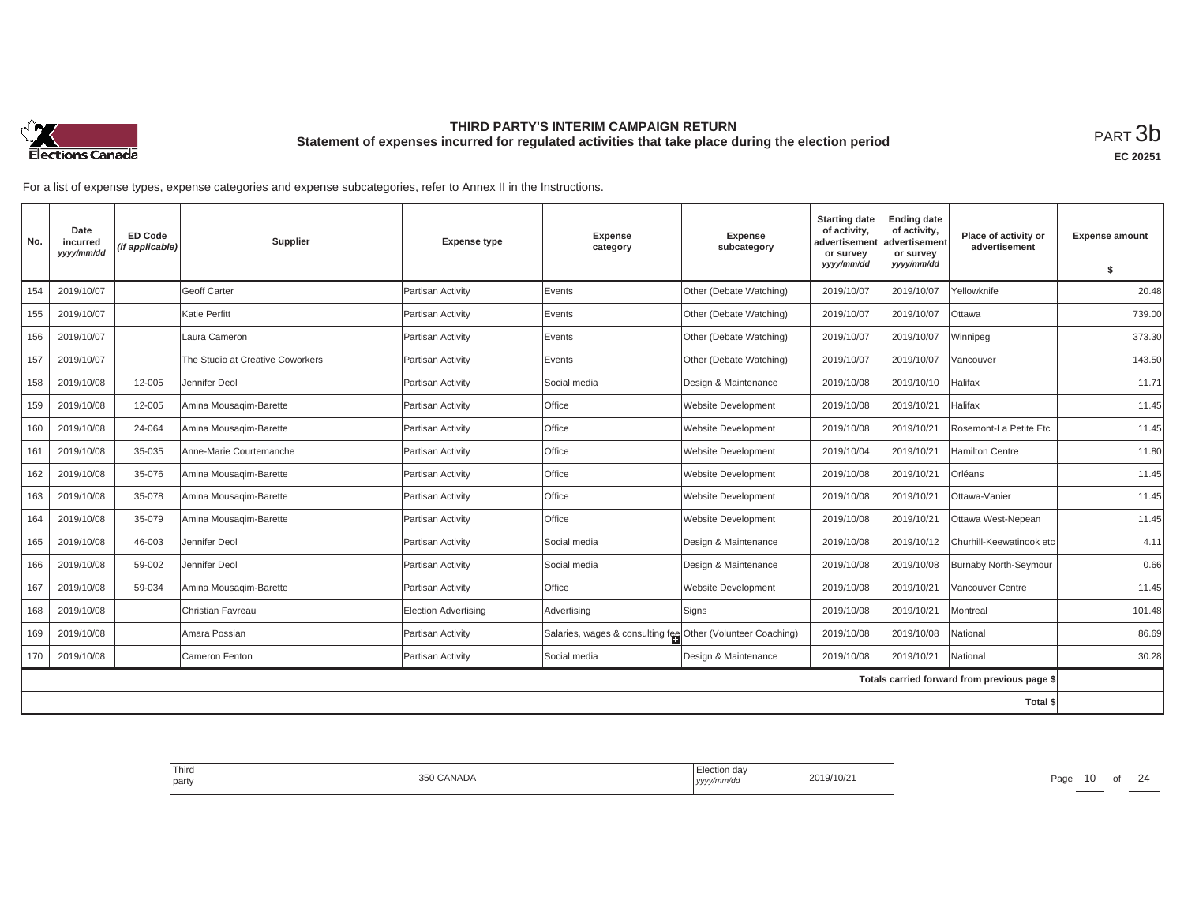# THIRD PARTY'S INTERIM CAMPAIGN RETURN

## Statement of expenses incurred for regulated activities that take place during the election period

PART 3b

EC 20251

For a list of expense types, expense categories and expense subcategories, refer to Annex II in the Instructions.

| No. | Date incurred *yyyy/mm/dd* | ED Code *(if applicable)* | Supplier | Expense type | Expense category | Expense subcategory | Starting date of activity, advertisement or survey *yyyy/mm/dd* | Ending date of activity, advertisement or survey *yyyy/mm/dd* | Place of activity or advertisement | Expense amount $ |
|---|---|---|---|---|---|---|---|---|---|---|
| 154 | 2019/10/07 | | Geoff Carter | Partisan Activity | Events | Other (Debate Watching) | 2019/10/07 | 2019/10/07 | Yellowknife | 20.48 |
| 155 | 2019/10/07 | | Katie Perfitt | Partisan Activity | Events | Other (Debate Watching) | 2019/10/07 | 2019/10/07 | Ottawa | 739.00 |
| 156 | 2019/10/07 | | Laura Cameron | Partisan Activity | Events | Other (Debate Watching) | 2019/10/07 | 2019/10/07 | Winnipeg | 373.30 |
| 157 | 2019/10/07 | | The Studio at Creative Coworkers | Partisan Activity | Events | Other (Debate Watching) | 2019/10/07 | 2019/10/07 | Vancouver | 143.50 |
| 158 | 2019/10/08 | 12-005 | Jennifer Deol | Partisan Activity | Social media | Design & Maintenance | 2019/10/08 | 2019/10/10 | Halifax | 11.71 |
| 159 | 2019/10/08 | 12-005 | Amina Mousaqim-Barette | Partisan Activity | Office | Website Development | 2019/10/08 | 2019/10/21 | Halifax | 11.45 |
| 160 | 2019/10/08 | 24-064 | Amina Mousaqim-Barette | Partisan Activity | Office | Website Development | 2019/10/08 | 2019/10/21 | Rosemont-La Petite Etc | 11.45 |
| 161 | 2019/10/08 | 35-035 | Anne-Marie Courtemanche | Partisan Activity | Office | Website Development | 2019/10/04 | 2019/10/21 | Hamilton Centre | 11.80 |
| 162 | 2019/10/08 | 35-076 | Amina Mousaqim-Barette | Partisan Activity | Office | Website Development | 2019/10/08 | 2019/10/21 | Orléans | 11.45 |
| 163 | 2019/10/08 | 35-078 | Amina Mousaqim-Barette | Partisan Activity | Office | Website Development | 2019/10/08 | 2019/10/21 | Ottawa-Vanier | 11.45 |
| 164 | 2019/10/08 | 35-079 | Amina Mousaqim-Barette | Partisan Activity | Office | Website Development | 2019/10/08 | 2019/10/21 | Ottawa West-Nepean | 11.45 |
| 165 | 2019/10/08 | 46-003 | Jennifer Deol | Partisan Activity | Social media | Design & Maintenance | 2019/10/08 | 2019/10/12 | Churhill-Keewatinook etc | 4.11 |
| 166 | 2019/10/08 | 59-002 | Jennifer Deol | Partisan Activity | Social media | Design & Maintenance | 2019/10/08 | 2019/10/08 | Burnaby North-Seymour | 0.66 |
| 167 | 2019/10/08 | 59-034 | Amina Mousaqim-Barette | Partisan Activity | Office | Website Development | 2019/10/08 | 2019/10/21 | Vancouver Centre | 11.45 |
| 168 | 2019/10/08 | | Christian Favreau | Election Advertising | Advertising | Signs | 2019/10/08 | 2019/10/21 | Montreal | 101.48 |
| 169 | 2019/10/08 | | Amara Possian | Partisan Activity | Salaries, wages & consulting fee | Other (Volunteer Coaching) | 2019/10/08 | 2019/10/08 | National | 86.69 |
| 170 | 2019/10/08 | | Cameron Fenton | Partisan Activity | Social media | Design & Maintenance | 2019/10/08 | 2019/10/21 | National | 30.28 |
| | | | | | | | | | Totals carried forward from previous page $ | |
| | | | | | | | | | Total $ | |

Third party: 350 CANADA

Election day *yyyy/mm/dd*: 2019/10/21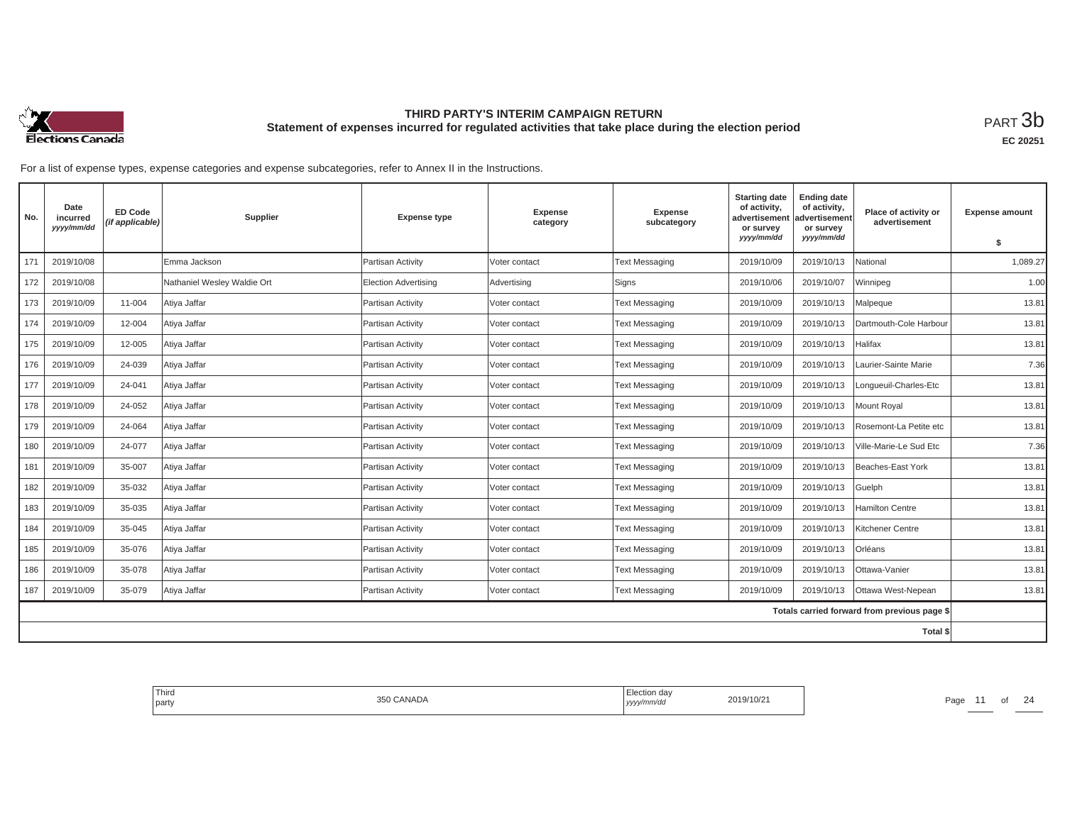# THIRD PARTY'S INTERIM CAMPAIGN RETURN

## Statement of expenses incurred for regulated activities that take place during the election period

PART 3b

EC 20251

For a list of expense types, expense categories and expense subcategories, refer to Annex II in the Instructions.

| No. | Date incurred yyyy/mm/dd | ED Code (if applicable) | Supplier | Expense type | Expense category | Expense subcategory | Starting date of activity, advertisement or survey yyyy/mm/dd | Ending date of activity, advertisement or survey yyyy/mm/dd | Place of activity or advertisement | Expense amount $ |
|---|---|---|---|---|---|---|---|---|---|---|
| 171 | 2019/10/08 | | Emma Jackson | Partisan Activity | Voter contact | Text Messaging | 2019/10/09 | 2019/10/13 | National | 1,089.27 |
| 172 | 2019/10/08 | | Nathaniel Wesley Waldie Ort | Election Advertising | Advertising | Signs | 2019/10/06 | 2019/10/07 | Winnipeg | 1.00 |
| 173 | 2019/10/09 | 11-004 | Atiya Jaffar | Partisan Activity | Voter contact | Text Messaging | 2019/10/09 | 2019/10/13 | Malpeque | 13.81 |
| 174 | 2019/10/09 | 12-004 | Atiya Jaffar | Partisan Activity | Voter contact | Text Messaging | 2019/10/09 | 2019/10/13 | Dartmouth-Cole Harbour | 13.81 |
| 175 | 2019/10/09 | 12-005 | Atiya Jaffar | Partisan Activity | Voter contact | Text Messaging | 2019/10/09 | 2019/10/13 | Halifax | 13.81 |
| 176 | 2019/10/09 | 24-039 | Atiya Jaffar | Partisan Activity | Voter contact | Text Messaging | 2019/10/09 | 2019/10/13 | Laurier-Sainte Marie | 7.36 |
| 177 | 2019/10/09 | 24-041 | Atiya Jaffar | Partisan Activity | Voter contact | Text Messaging | 2019/10/09 | 2019/10/13 | Longueuil-Charles-Etc | 13.81 |
| 178 | 2019/10/09 | 24-052 | Atiya Jaffar | Partisan Activity | Voter contact | Text Messaging | 2019/10/09 | 2019/10/13 | Mount Royal | 13.81 |
| 179 | 2019/10/09 | 24-064 | Atiya Jaffar | Partisan Activity | Voter contact | Text Messaging | 2019/10/09 | 2019/10/13 | Rosemont-La Petite etc | 13.81 |
| 180 | 2019/10/09 | 24-077 | Atiya Jaffar | Partisan Activity | Voter contact | Text Messaging | 2019/10/09 | 2019/10/13 | Ville-Marie-Le Sud Etc | 7.36 |
| 181 | 2019/10/09 | 35-007 | Atiya Jaffar | Partisan Activity | Voter contact | Text Messaging | 2019/10/09 | 2019/10/13 | Beaches-East York | 13.81 |
| 182 | 2019/10/09 | 35-032 | Atiya Jaffar | Partisan Activity | Voter contact | Text Messaging | 2019/10/09 | 2019/10/13 | Guelph | 13.81 |
| 183 | 2019/10/09 | 35-035 | Atiya Jaffar | Partisan Activity | Voter contact | Text Messaging | 2019/10/09 | 2019/10/13 | Hamilton Centre | 13.81 |
| 184 | 2019/10/09 | 35-045 | Atiya Jaffar | Partisan Activity | Voter contact | Text Messaging | 2019/10/09 | 2019/10/13 | Kitchener Centre | 13.81 |
| 185 | 2019/10/09 | 35-076 | Atiya Jaffar | Partisan Activity | Voter contact | Text Messaging | 2019/10/09 | 2019/10/13 | Orléans | 13.81 |
| 186 | 2019/10/09 | 35-078 | Atiya Jaffar | Partisan Activity | Voter contact | Text Messaging | 2019/10/09 | 2019/10/13 | Ottawa-Vanier | 13.81 |
| 187 | 2019/10/09 | 35-079 | Atiya Jaffar | Partisan Activity | Voter contact | Text Messaging | 2019/10/09 | 2019/10/13 | Ottawa West-Nepean | 13.81 |
| | | | | | | | | | Totals carried forward from previous page $ | |
| | | | | | | | | | Total $ | |

| Third party | 350 CANADA | Election day yyyy/mm/dd | 2019/10/21 |
|---|---|---|---|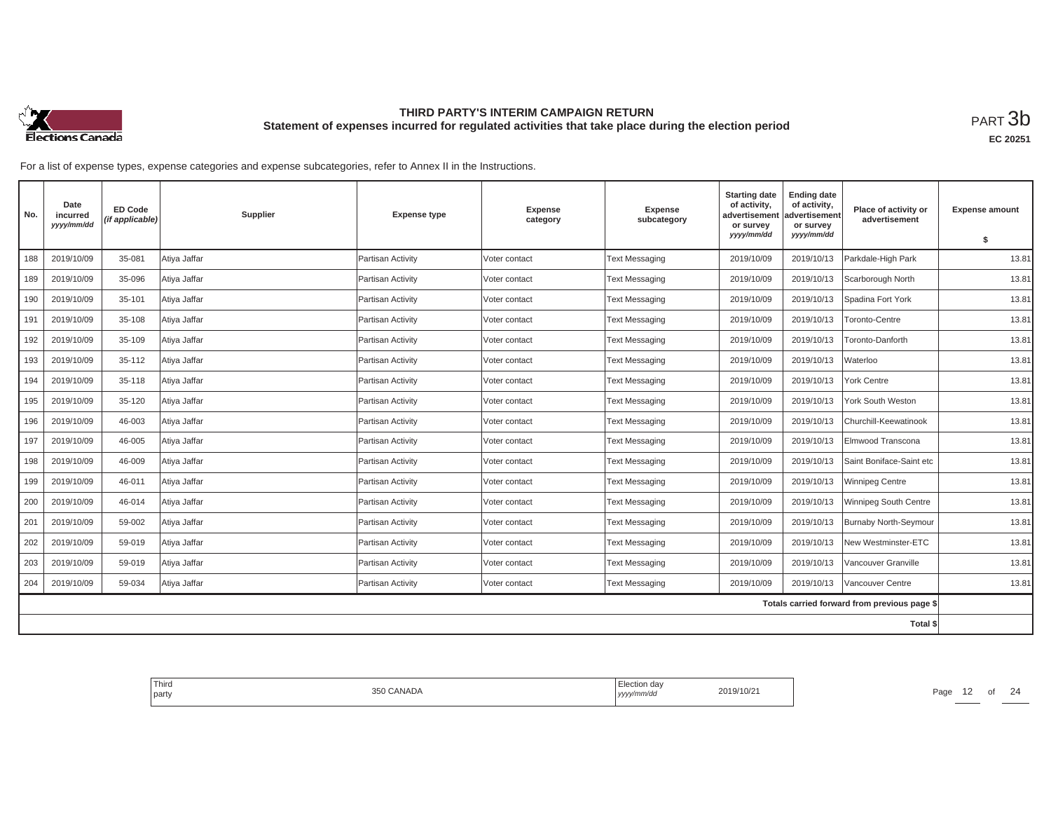# THIRD PARTY'S INTERIM CAMPAIGN RETURN

## Statement of expenses incurred for regulated activities that take place during the election period

PART 3b

EC 20251

For a list of expense types, expense categories and expense subcategories, refer to Annex II in the Instructions.

| No. | Date incurred *yyyy/mm/dd* | ED Code *(if applicable)* | Supplier | Expense type | Expense category | Expense subcategory | Starting date of activity, advertisement or survey *yyyy/mm/dd* | Ending date of activity, advertisement or survey *yyyy/mm/dd* | Place of activity or advertisement | Expense amount $ |
|---|---|---|---|---|---|---|---|---|---|---|
| 188 | 2019/10/09 | 35-081 | Atiya Jaffar | Partisan Activity | Voter contact | Text Messaging | 2019/10/09 | 2019/10/13 | Parkdale-High Park | 13.81 |
| 189 | 2019/10/09 | 35-096 | Atiya Jaffar | Partisan Activity | Voter contact | Text Messaging | 2019/10/09 | 2019/10/13 | Scarborough North | 13.81 |
| 190 | 2019/10/09 | 35-101 | Atiya Jaffar | Partisan Activity | Voter contact | Text Messaging | 2019/10/09 | 2019/10/13 | Spadina Fort York | 13.81 |
| 191 | 2019/10/09 | 35-108 | Atiya Jaffar | Partisan Activity | Voter contact | Text Messaging | 2019/10/09 | 2019/10/13 | Toronto-Centre | 13.81 |
| 192 | 2019/10/09 | 35-109 | Atiya Jaffar | Partisan Activity | Voter contact | Text Messaging | 2019/10/09 | 2019/10/13 | Toronto-Danforth | 13.81 |
| 193 | 2019/10/09 | 35-112 | Atiya Jaffar | Partisan Activity | Voter contact | Text Messaging | 2019/10/09 | 2019/10/13 | Waterloo | 13.81 |
| 194 | 2019/10/09 | 35-118 | Atiya Jaffar | Partisan Activity | Voter contact | Text Messaging | 2019/10/09 | 2019/10/13 | York Centre | 13.81 |
| 195 | 2019/10/09 | 35-120 | Atiya Jaffar | Partisan Activity | Voter contact | Text Messaging | 2019/10/09 | 2019/10/13 | York South Weston | 13.81 |
| 196 | 2019/10/09 | 46-003 | Atiya Jaffar | Partisan Activity | Voter contact | Text Messaging | 2019/10/09 | 2019/10/13 | Churchill-Keewatinook | 13.81 |
| 197 | 2019/10/09 | 46-005 | Atiya Jaffar | Partisan Activity | Voter contact | Text Messaging | 2019/10/09 | 2019/10/13 | Elmwood Transcona | 13.81 |
| 198 | 2019/10/09 | 46-009 | Atiya Jaffar | Partisan Activity | Voter contact | Text Messaging | 2019/10/09 | 2019/10/13 | Saint Boniface-Saint etc | 13.81 |
| 199 | 2019/10/09 | 46-011 | Atiya Jaffar | Partisan Activity | Voter contact | Text Messaging | 2019/10/09 | 2019/10/13 | Winnipeg Centre | 13.81 |
| 200 | 2019/10/09 | 46-014 | Atiya Jaffar | Partisan Activity | Voter contact | Text Messaging | 2019/10/09 | 2019/10/13 | Winnipeg South Centre | 13.81 |
| 201 | 2019/10/09 | 59-002 | Atiya Jaffar | Partisan Activity | Voter contact | Text Messaging | 2019/10/09 | 2019/10/13 | Burnaby North-Seymour | 13.81 |
| 202 | 2019/10/09 | 59-019 | Atiya Jaffar | Partisan Activity | Voter contact | Text Messaging | 2019/10/09 | 2019/10/13 | New Westminster-ETC | 13.81 |
| 203 | 2019/10/09 | 59-019 | Atiya Jaffar | Partisan Activity | Voter contact | Text Messaging | 2019/10/09 | 2019/10/13 | Vancouver Granville | 13.81 |
| 204 | 2019/10/09 | 59-034 | Atiya Jaffar | Partisan Activity | Voter contact | Text Messaging | 2019/10/09 | 2019/10/13 | Vancouver Centre | 13.81 |
| | | | | | | | | | Totals carried forward from previous page $ | |
| | | | | | | | | | Total $ | |

| Third party | 350 CANADA | Election day *yyyy/mm/dd* | 2019/10/21 |
|---|---|---|---|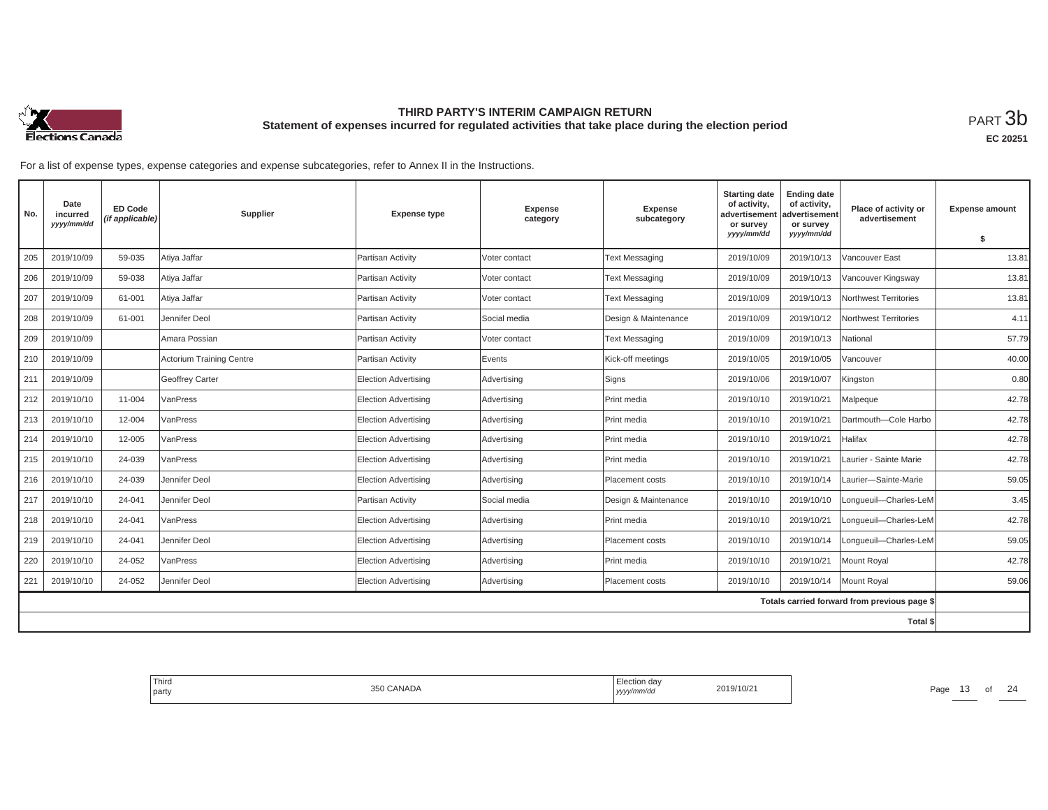# THIRD PARTY'S INTERIM CAMPAIGN RETURN

## Statement of expenses incurred for regulated activities that take place during the election period

PART 3b

EC 20251

For a list of expense types, expense categories and expense subcategories, refer to Annex II in the Instructions.

| No. | Date incurred yyyy/mm/dd | ED Code (if applicable) | Supplier | Expense type | Expense category | Expense subcategory | Starting date of activity, advertisement or survey yyyy/mm/dd | Ending date of activity, advertisement or survey yyyy/mm/dd | Place of activity or advertisement | Expense amount $ |
|---|---|---|---|---|---|---|---|---|---|---|
| 205 | 2019/10/09 | 59-035 | Atiya Jaffar | Partisan Activity | Voter contact | Text Messaging | 2019/10/09 | 2019/10/13 | Vancouver East | 13.81 |
| 206 | 2019/10/09 | 59-038 | Atiya Jaffar | Partisan Activity | Voter contact | Text Messaging | 2019/10/09 | 2019/10/13 | Vancouver Kingsway | 13.81 |
| 207 | 2019/10/09 | 61-001 | Atiya Jaffar | Partisan Activity | Voter contact | Text Messaging | 2019/10/09 | 2019/10/13 | Northwest Territories | 13.81 |
| 208 | 2019/10/09 | 61-001 | Jennifer Deol | Partisan Activity | Social media | Design & Maintenance | 2019/10/09 | 2019/10/12 | Northwest Territories | 4.11 |
| 209 | 2019/10/09 | | Amara Possian | Partisan Activity | Voter contact | Text Messaging | 2019/10/09 | 2019/10/13 | National | 57.79 |
| 210 | 2019/10/09 | | Actorium Training Centre | Partisan Activity | Events | Kick-off meetings | 2019/10/05 | 2019/10/05 | Vancouver | 40.00 |
| 211 | 2019/10/09 | | Geoffrey Carter | Election Advertising | Advertising | Signs | 2019/10/06 | 2019/10/07 | Kingston | 0.80 |
| 212 | 2019/10/10 | 11-004 | VanPress | Election Advertising | Advertising | Print media | 2019/10/10 | 2019/10/21 | Malpeque | 42.78 |
| 213 | 2019/10/10 | 12-004 | VanPress | Election Advertising | Advertising | Print media | 2019/10/10 | 2019/10/21 | Dartmouth—Cole Harbo | 42.78 |
| 214 | 2019/10/10 | 12-005 | VanPress | Election Advertising | Advertising | Print media | 2019/10/10 | 2019/10/21 | Halifax | 42.78 |
| 215 | 2019/10/10 | 24-039 | VanPress | Election Advertising | Advertising | Print media | 2019/10/10 | 2019/10/21 | Laurier - Sainte Marie | 42.78 |
| 216 | 2019/10/10 | 24-039 | Jennifer Deol | Election Advertising | Advertising | Placement costs | 2019/10/10 | 2019/10/14 | Laurier—Sainte-Marie | 59.05 |
| 217 | 2019/10/10 | 24-041 | Jennifer Deol | Partisan Activity | Social media | Design & Maintenance | 2019/10/10 | 2019/10/10 | Longueuil—Charles-LeM | 3.45 |
| 218 | 2019/10/10 | 24-041 | VanPress | Election Advertising | Advertising | Print media | 2019/10/10 | 2019/10/21 | Longueuil—Charles-LeM | 42.78 |
| 219 | 2019/10/10 | 24-041 | Jennifer Deol | Election Advertising | Advertising | Placement costs | 2019/10/10 | 2019/10/14 | Longueuil—Charles-LeM | 59.05 |
| 220 | 2019/10/10 | 24-052 | VanPress | Election Advertising | Advertising | Print media | 2019/10/10 | 2019/10/21 | Mount Royal | 42.78 |
| 221 | 2019/10/10 | 24-052 | Jennifer Deol | Election Advertising | Advertising | Placement costs | 2019/10/10 | 2019/10/14 | Mount Royal | 59.06 |
| | | | | | | | | | Totals carried forward from previous page $ | |
| | | | | | | | | | Total $ | |

| Third party | 350 CANADA | Election day yyyy/mm/dd | 2019/10/21 |
|---|---|---|---|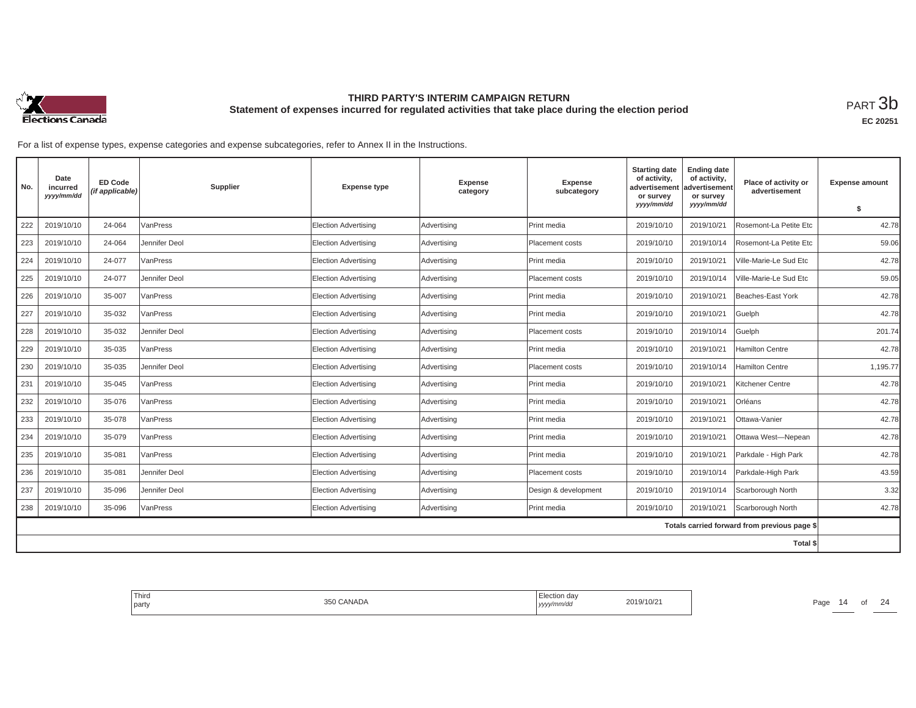# THIRD PARTY'S INTERIM CAMPAIGN RETURN

## Statement of expenses incurred for regulated activities that take place during the election period

PART 3b

**EC 20251**

For a list of expense types, expense categories and expense subcategories, refer to Annex II in the Instructions.

| No. | Date incurred *yyyy/mm/dd* | ED Code *(if applicable)* | Supplier | Expense type | Expense category | Expense subcategory | Starting date of activity, advertisement or survey *yyyy/mm/dd* | Ending date of activity, advertisement or survey *yyyy/mm/dd* | Place of activity or advertisement | Expense amount $ |
|---|---|---|---|---|---|---|---|---|---|---|
| 222 | 2019/10/10 | 24-064 | VanPress | Election Advertising | Advertising | Print media | 2019/10/10 | 2019/10/21 | Rosemont-La Petite Etc | 42.78 |
| 223 | 2019/10/10 | 24-064 | Jennifer Deol | Election Advertising | Advertising | Placement costs | 2019/10/10 | 2019/10/14 | Rosemont-La Petite Etc | 59.06 |
| 224 | 2019/10/10 | 24-077 | VanPress | Election Advertising | Advertising | Print media | 2019/10/10 | 2019/10/21 | Ville-Marie-Le Sud Etc | 42.78 |
| 225 | 2019/10/10 | 24-077 | Jennifer Deol | Election Advertising | Advertising | Placement costs | 2019/10/10 | 2019/10/14 | Ville-Marie-Le Sud Etc | 59.05 |
| 226 | 2019/10/10 | 35-007 | VanPress | Election Advertising | Advertising | Print media | 2019/10/10 | 2019/10/21 | Beaches-East York | 42.78 |
| 227 | 2019/10/10 | 35-032 | VanPress | Election Advertising | Advertising | Print media | 2019/10/10 | 2019/10/21 | Guelph | 42.78 |
| 228 | 2019/10/10 | 35-032 | Jennifer Deol | Election Advertising | Advertising | Placement costs | 2019/10/10 | 2019/10/14 | Guelph | 201.74 |
| 229 | 2019/10/10 | 35-035 | VanPress | Election Advertising | Advertising | Print media | 2019/10/10 | 2019/10/21 | Hamilton Centre | 42.78 |
| 230 | 2019/10/10 | 35-035 | Jennifer Deol | Election Advertising | Advertising | Placement costs | 2019/10/10 | 2019/10/14 | Hamilton Centre | 1,195.77 |
| 231 | 2019/10/10 | 35-045 | VanPress | Election Advertising | Advertising | Print media | 2019/10/10 | 2019/10/21 | Kitchener Centre | 42.78 |
| 232 | 2019/10/10 | 35-076 | VanPress | Election Advertising | Advertising | Print media | 2019/10/10 | 2019/10/21 | Orléans | 42.78 |
| 233 | 2019/10/10 | 35-078 | VanPress | Election Advertising | Advertising | Print media | 2019/10/10 | 2019/10/21 | Ottawa-Vanier | 42.78 |
| 234 | 2019/10/10 | 35-079 | VanPress | Election Advertising | Advertising | Print media | 2019/10/10 | 2019/10/21 | Ottawa West—Nepean | 42.78 |
| 235 | 2019/10/10 | 35-081 | VanPress | Election Advertising | Advertising | Print media | 2019/10/10 | 2019/10/21 | Parkdale - High Park | 42.78 |
| 236 | 2019/10/10 | 35-081 | Jennifer Deol | Election Advertising | Advertising | Placement costs | 2019/10/10 | 2019/10/14 | Parkdale-High Park | 43.59 |
| 237 | 2019/10/10 | 35-096 | Jennifer Deol | Election Advertising | Advertising | Design & development | 2019/10/10 | 2019/10/14 | Scarborough North | 3.32 |
| 238 | 2019/10/10 | 35-096 | VanPress | Election Advertising | Advertising | Print media | 2019/10/10 | 2019/10/21 | Scarborough North | 42.78 |
| | | | | | | | | | Totals carried forward from previous page $ | |
| | | | | | | | | | Total $ | |

| Third party | 350 CANADA | Election day *yyyy/mm/dd* | 2019/10/21 |
|---|---|---|---|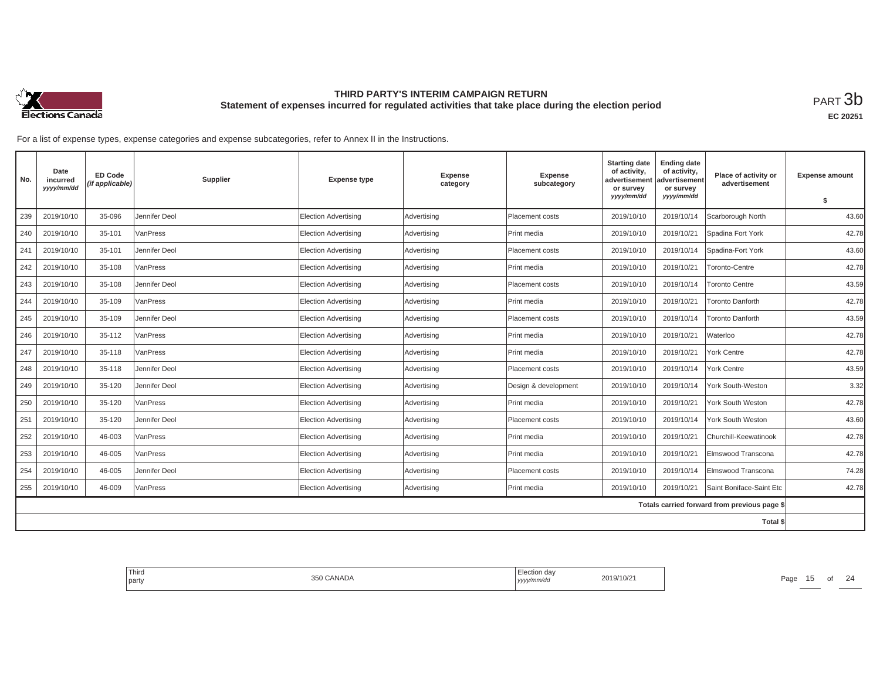# THIRD PARTY'S INTERIM CAMPAIGN RETURN

## Statement of expenses incurred for regulated activities that take place during the election period

PART 3b

EC 20251

For a list of expense types, expense categories and expense subcategories, refer to Annex II in the Instructions.

| No. | Date incurred *yyyy/mm/dd* | ED Code *(if applicable)* | Supplier | Expense type | Expense category | Expense subcategory | Starting date of activity, advertisement or survey *yyyy/mm/dd* | Ending date of activity, advertisement or survey *yyyy/mm/dd* | Place of activity or advertisement | Expense amount $ |
|---|---|---|---|---|---|---|---|---|---|---|
| 239 | 2019/10/10 | 35-096 | Jennifer Deol | Election Advertising | Advertising | Placement costs | 2019/10/10 | 2019/10/14 | Scarborough North | 43.60 |
| 240 | 2019/10/10 | 35-101 | VanPress | Election Advertising | Advertising | Print media | 2019/10/10 | 2019/10/21 | Spadina Fort York | 42.78 |
| 241 | 2019/10/10 | 35-101 | Jennifer Deol | Election Advertising | Advertising | Placement costs | 2019/10/10 | 2019/10/14 | Spadina-Fort York | 43.60 |
| 242 | 2019/10/10 | 35-108 | VanPress | Election Advertising | Advertising | Print media | 2019/10/10 | 2019/10/21 | Toronto-Centre | 42.78 |
| 243 | 2019/10/10 | 35-108 | Jennifer Deol | Election Advertising | Advertising | Placement costs | 2019/10/10 | 2019/10/14 | Toronto Centre | 43.59 |
| 244 | 2019/10/10 | 35-109 | VanPress | Election Advertising | Advertising | Print media | 2019/10/10 | 2019/10/21 | Toronto Danforth | 42.78 |
| 245 | 2019/10/10 | 35-109 | Jennifer Deol | Election Advertising | Advertising | Placement costs | 2019/10/10 | 2019/10/14 | Toronto Danforth | 43.59 |
| 246 | 2019/10/10 | 35-112 | VanPress | Election Advertising | Advertising | Print media | 2019/10/10 | 2019/10/21 | Waterloo | 42.78 |
| 247 | 2019/10/10 | 35-118 | VanPress | Election Advertising | Advertising | Print media | 2019/10/10 | 2019/10/21 | York Centre | 42.78 |
| 248 | 2019/10/10 | 35-118 | Jennifer Deol | Election Advertising | Advertising | Placement costs | 2019/10/10 | 2019/10/14 | York Centre | 43.59 |
| 249 | 2019/10/10 | 35-120 | Jennifer Deol | Election Advertising | Advertising | Design & development | 2019/10/10 | 2019/10/14 | York South-Weston | 3.32 |
| 250 | 2019/10/10 | 35-120 | VanPress | Election Advertising | Advertising | Print media | 2019/10/10 | 2019/10/21 | York South Weston | 42.78 |
| 251 | 2019/10/10 | 35-120 | Jennifer Deol | Election Advertising | Advertising | Placement costs | 2019/10/10 | 2019/10/14 | York South Weston | 43.60 |
| 252 | 2019/10/10 | 46-003 | VanPress | Election Advertising | Advertising | Print media | 2019/10/10 | 2019/10/21 | Churchill-Keewatinook | 42.78 |
| 253 | 2019/10/10 | 46-005 | VanPress | Election Advertising | Advertising | Print media | 2019/10/10 | 2019/10/21 | Elmswood Transcona | 42.78 |
| 254 | 2019/10/10 | 46-005 | Jennifer Deol | Election Advertising | Advertising | Placement costs | 2019/10/10 | 2019/10/14 | Elmswood Transcona | 74.28 |
| 255 | 2019/10/10 | 46-009 | VanPress | Election Advertising | Advertising | Print media | 2019/10/10 | 2019/10/21 | Saint Boniface-Saint Etc | 42.78 |
| | | | | | | | | | Totals carried forward from previous page $ | |
| | | | | | | | | | Total $ | |

Third party: 350 CANADA

Election day *yyyy/mm/dd*: 2019/10/21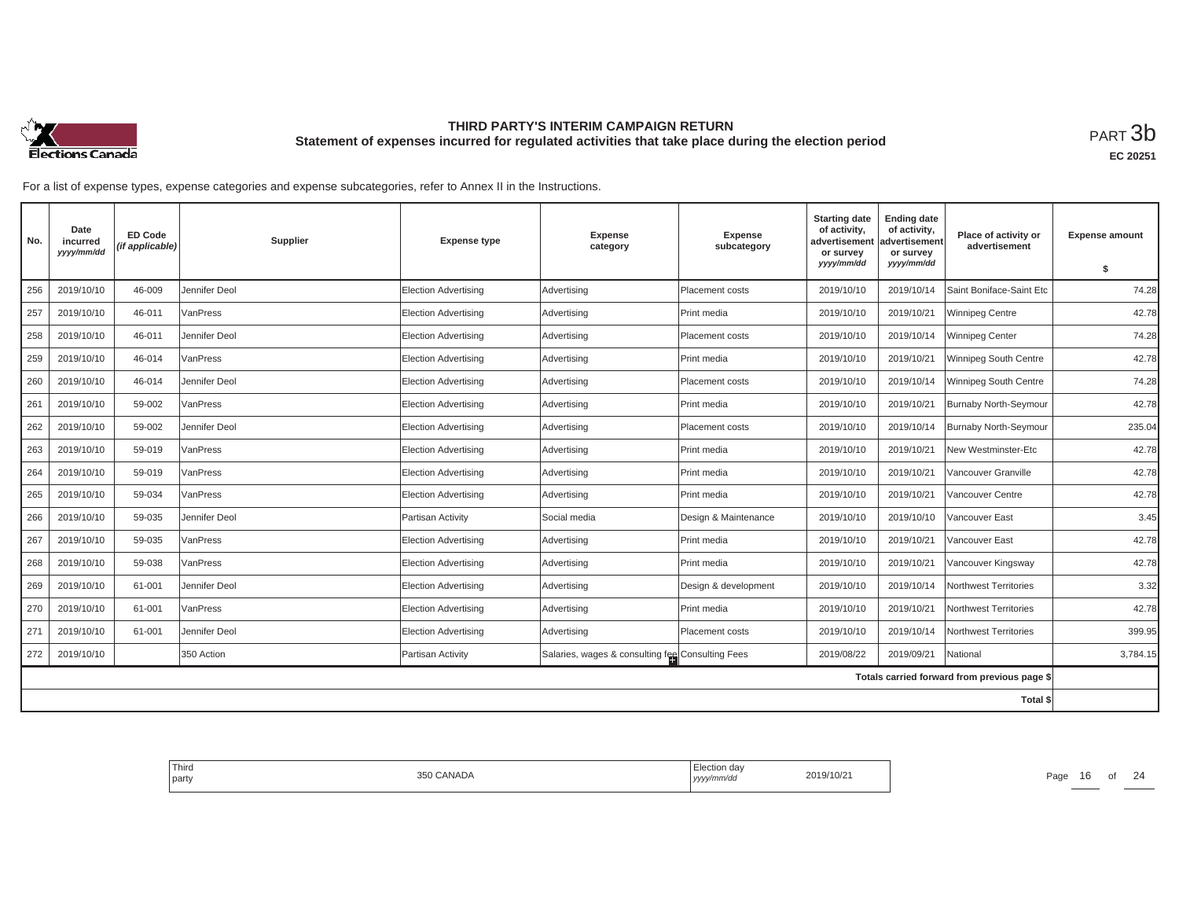# THIRD PARTY'S INTERIM CAMPAIGN RETURN
## Statement of expenses incurred for regulated activities that take place during the election period

PART 3b

EC 20251

For a list of expense types, expense categories and expense subcategories, refer to Annex II in the Instructions.

| No. | Date incurred *yyyy/mm/dd* | ED Code *(if applicable)* | Supplier | Expense type | Expense category | Expense subcategory | Starting date of activity, advertisement or survey *yyyy/mm/dd* | Ending date of activity, advertisement or survey *yyyy/mm/dd* | Place of activity or advertisement | Expense amount $ |
|---|---|---|---|---|---|---|---|---|---|---|
| 256 | 2019/10/10 | 46-009 | Jennifer Deol | Election Advertising | Advertising | Placement costs | 2019/10/10 | 2019/10/14 | Saint Boniface-Saint Etc | 74.28 |
| 257 | 2019/10/10 | 46-011 | VanPress | Election Advertising | Advertising | Print media | 2019/10/10 | 2019/10/21 | Winnipeg Centre | 42.78 |
| 258 | 2019/10/10 | 46-011 | Jennifer Deol | Election Advertising | Advertising | Placement costs | 2019/10/10 | 2019/10/14 | Winnipeg Center | 74.28 |
| 259 | 2019/10/10 | 46-014 | VanPress | Election Advertising | Advertising | Print media | 2019/10/10 | 2019/10/21 | Winnipeg South Centre | 42.78 |
| 260 | 2019/10/10 | 46-014 | Jennifer Deol | Election Advertising | Advertising | Placement costs | 2019/10/10 | 2019/10/14 | Winnipeg South Centre | 74.28 |
| 261 | 2019/10/10 | 59-002 | VanPress | Election Advertising | Advertising | Print media | 2019/10/10 | 2019/10/21 | Burnaby North-Seymour | 42.78 |
| 262 | 2019/10/10 | 59-002 | Jennifer Deol | Election Advertising | Advertising | Placement costs | 2019/10/10 | 2019/10/14 | Burnaby North-Seymour | 235.04 |
| 263 | 2019/10/10 | 59-019 | VanPress | Election Advertising | Advertising | Print media | 2019/10/10 | 2019/10/21 | New Westminster-Etc | 42.78 |
| 264 | 2019/10/10 | 59-019 | VanPress | Election Advertising | Advertising | Print media | 2019/10/10 | 2019/10/21 | Vancouver Granville | 42.78 |
| 265 | 2019/10/10 | 59-034 | VanPress | Election Advertising | Advertising | Print media | 2019/10/10 | 2019/10/21 | Vancouver Centre | 42.78 |
| 266 | 2019/10/10 | 59-035 | Jennifer Deol | Partisan Activity | Social media | Design & Maintenance | 2019/10/10 | 2019/10/10 | Vancouver East | 3.45 |
| 267 | 2019/10/10 | 59-035 | VanPress | Election Advertising | Advertising | Print media | 2019/10/10 | 2019/10/21 | Vancouver East | 42.78 |
| 268 | 2019/10/10 | 59-038 | VanPress | Election Advertising | Advertising | Print media | 2019/10/10 | 2019/10/21 | Vancouver Kingsway | 42.78 |
| 269 | 2019/10/10 | 61-001 | Jennifer Deol | Election Advertising | Advertising | Design & development | 2019/10/10 | 2019/10/14 | Northwest Territories | 3.32 |
| 270 | 2019/10/10 | 61-001 | VanPress | Election Advertising | Advertising | Print media | 2019/10/10 | 2019/10/21 | Northwest Territories | 42.78 |
| 271 | 2019/10/10 | 61-001 | Jennifer Deol | Election Advertising | Advertising | Placement costs | 2019/10/10 | 2019/10/14 | Northwest Territories | 399.95 |
| 272 | 2019/10/10 | | 350 Action | Partisan Activity | Salaries, wages & consulting fee | Consulting Fees | 2019/08/22 | 2019/09/21 | National | 3,784.15 |
| | | | | | | | | | Totals carried forward from previous page $ | |
| | | | | | | | | | Total $ | |

| Third party | 350 CANADA | Election day *yyyy/mm/dd* | 2019/10/21 |
|---|---|---|---|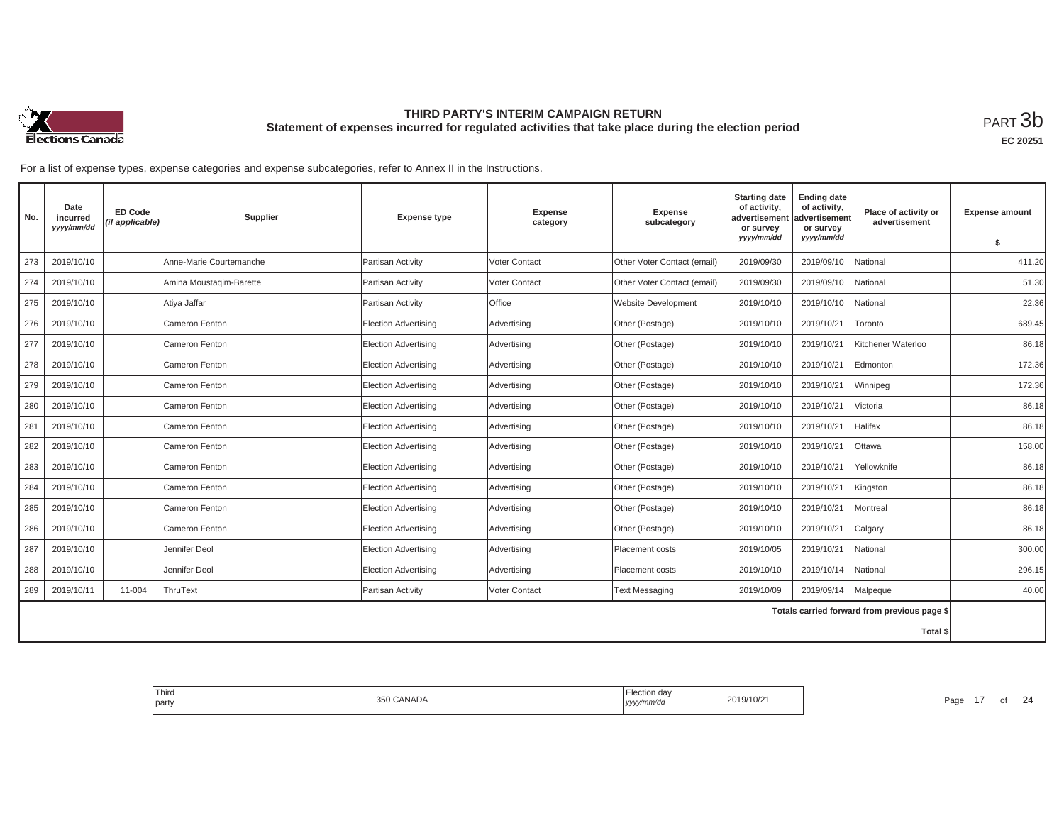# THIRD PARTY'S INTERIM CAMPAIGN RETURN

## Statement of expenses incurred for regulated activities that take place during the election period

PART 3b

EC 20251

For a list of expense types, expense categories and expense subcategories, refer to Annex II in the Instructions.

| No. | Date incurred yyyy/mm/dd | ED Code (if applicable) | Supplier | Expense type | Expense category | Expense subcategory | Starting date of activity, advertisement or survey yyyy/mm/dd | Ending date of activity, advertisement or survey yyyy/mm/dd | Place of activity or advertisement | Expense amount $ |
|---|---|---|---|---|---|---|---|---|---|---|
| 273 | 2019/10/10 | | Anne-Marie Courtemanche | Partisan Activity | Voter Contact | Other Voter Contact (email) | 2019/09/30 | 2019/09/10 | National | 411.20 |
| 274 | 2019/10/10 | | Amina Moustaqim-Barette | Partisan Activity | Voter Contact | Other Voter Contact (email) | 2019/09/30 | 2019/09/10 | National | 51.30 |
| 275 | 2019/10/10 | | Atiya Jaffar | Partisan Activity | Office | Website Development | 2019/10/10 | 2019/10/10 | National | 22.36 |
| 276 | 2019/10/10 | | Cameron Fenton | Election Advertising | Advertising | Other (Postage) | 2019/10/10 | 2019/10/21 | Toronto | 689.45 |
| 277 | 2019/10/10 | | Cameron Fenton | Election Advertising | Advertising | Other (Postage) | 2019/10/10 | 2019/10/21 | Kitchener Waterloo | 86.18 |
| 278 | 2019/10/10 | | Cameron Fenton | Election Advertising | Advertising | Other (Postage) | 2019/10/10 | 2019/10/21 | Edmonton | 172.36 |
| 279 | 2019/10/10 | | Cameron Fenton | Election Advertising | Advertising | Other (Postage) | 2019/10/10 | 2019/10/21 | Winnipeg | 172.36 |
| 280 | 2019/10/10 | | Cameron Fenton | Election Advertising | Advertising | Other (Postage) | 2019/10/10 | 2019/10/21 | Victoria | 86.18 |
| 281 | 2019/10/10 | | Cameron Fenton | Election Advertising | Advertising | Other (Postage) | 2019/10/10 | 2019/10/21 | Halifax | 86.18 |
| 282 | 2019/10/10 | | Cameron Fenton | Election Advertising | Advertising | Other (Postage) | 2019/10/10 | 2019/10/21 | Ottawa | 158.00 |
| 283 | 2019/10/10 | | Cameron Fenton | Election Advertising | Advertising | Other (Postage) | 2019/10/10 | 2019/10/21 | Yellowknife | 86.18 |
| 284 | 2019/10/10 | | Cameron Fenton | Election Advertising | Advertising | Other (Postage) | 2019/10/10 | 2019/10/21 | Kingston | 86.18 |
| 285 | 2019/10/10 | | Cameron Fenton | Election Advertising | Advertising | Other (Postage) | 2019/10/10 | 2019/10/21 | Montreal | 86.18 |
| 286 | 2019/10/10 | | Cameron Fenton | Election Advertising | Advertising | Other (Postage) | 2019/10/10 | 2019/10/21 | Calgary | 86.18 |
| 287 | 2019/10/10 | | Jennifer Deol | Election Advertising | Advertising | Placement costs | 2019/10/05 | 2019/10/21 | National | 300.00 |
| 288 | 2019/10/10 | | Jennifer Deol | Election Advertising | Advertising | Placement costs | 2019/10/10 | 2019/10/14 | National | 296.15 |
| 289 | 2019/10/11 | 11-004 | ThruText | Partisan Activity | Voter Contact | Text Messaging | 2019/10/09 | 2019/09/14 | Malpeque | 40.00 |
| | | | | | | | | | Totals carried forward from previous page $ | |
| | | | | | | | | | Total $ | |

| Third party | 350 CANADA | Election day yyyy/mm/dd | 2019/10/21 |
|---|---|---|---|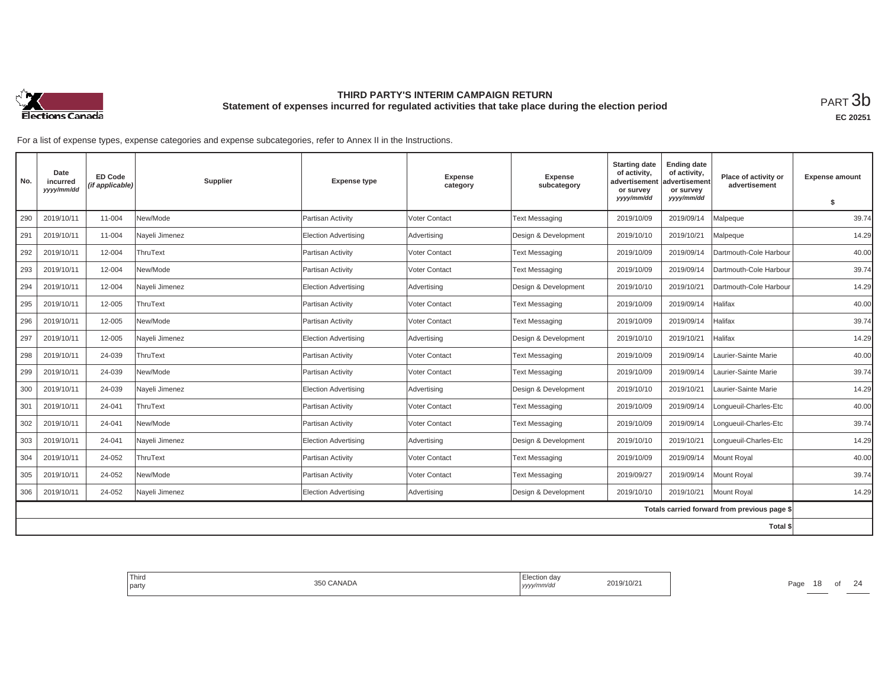# THIRD PARTY'S INTERIM CAMPAIGN RETURN

## Statement of expenses incurred for regulated activities that take place during the election period

PART 3b

**EC 20251**

For a list of expense types, expense categories and expense subcategories, refer to Annex II in the Instructions.

| No. | Date incurred *yyyy/mm/dd* | ED Code *(if applicable)* | Supplier | Expense type | Expense category | Expense subcategory | Starting date of activity, advertisement or survey *yyyy/mm/dd* | Ending date of activity, advertisement or survey *yyyy/mm/dd* | Place of activity or advertisement | Expense amount $ |
|---|---|---|---|---|---|---|---|---|---|---|
| 290 | 2019/10/11 | 11-004 | New/Mode | Partisan Activity | Voter Contact | Text Messaging | 2019/10/09 | 2019/09/14 | Malpeque | 39.74 |
| 291 | 2019/10/11 | 11-004 | Nayeli Jimenez | Election Advertising | Advertising | Design & Development | 2019/10/10 | 2019/10/21 | Malpeque | 14.29 |
| 292 | 2019/10/11 | 12-004 | ThruText | Partisan Activity | Voter Contact | Text Messaging | 2019/10/09 | 2019/09/14 | Dartmouth-Cole Harbour | 40.00 |
| 293 | 2019/10/11 | 12-004 | New/Mode | Partisan Activity | Voter Contact | Text Messaging | 2019/10/09 | 2019/09/14 | Dartmouth-Cole Harbour | 39.74 |
| 294 | 2019/10/11 | 12-004 | Nayeli Jimenez | Election Advertising | Advertising | Design & Development | 2019/10/10 | 2019/10/21 | Dartmouth-Cole Harbour | 14.29 |
| 295 | 2019/10/11 | 12-005 | ThruText | Partisan Activity | Voter Contact | Text Messaging | 2019/10/09 | 2019/09/14 | Halifax | 40.00 |
| 296 | 2019/10/11 | 12-005 | New/Mode | Partisan Activity | Voter Contact | Text Messaging | 2019/10/09 | 2019/09/14 | Halifax | 39.74 |
| 297 | 2019/10/11 | 12-005 | Nayeli Jimenez | Election Advertising | Advertising | Design & Development | 2019/10/10 | 2019/10/21 | Halifax | 14.29 |
| 298 | 2019/10/11 | 24-039 | ThruText | Partisan Activity | Voter Contact | Text Messaging | 2019/10/09 | 2019/09/14 | Laurier-Sainte Marie | 40.00 |
| 299 | 2019/10/11 | 24-039 | New/Mode | Partisan Activity | Voter Contact | Text Messaging | 2019/10/09 | 2019/09/14 | Laurier-Sainte Marie | 39.74 |
| 300 | 2019/10/11 | 24-039 | Nayeli Jimenez | Election Advertising | Advertising | Design & Development | 2019/10/10 | 2019/10/21 | Laurier-Sainte Marie | 14.29 |
| 301 | 2019/10/11 | 24-041 | ThruText | Partisan Activity | Voter Contact | Text Messaging | 2019/10/09 | 2019/09/14 | Longueuil-Charles-Etc | 40.00 |
| 302 | 2019/10/11 | 24-041 | New/Mode | Partisan Activity | Voter Contact | Text Messaging | 2019/10/09 | 2019/09/14 | Longueuil-Charles-Etc | 39.74 |
| 303 | 2019/10/11 | 24-041 | Nayeli Jimenez | Election Advertising | Advertising | Design & Development | 2019/10/10 | 2019/10/21 | Longueuil-Charles-Etc | 14.29 |
| 304 | 2019/10/11 | 24-052 | ThruText | Partisan Activity | Voter Contact | Text Messaging | 2019/10/09 | 2019/09/14 | Mount Royal | 40.00 |
| 305 | 2019/10/11 | 24-052 | New/Mode | Partisan Activity | Voter Contact | Text Messaging | 2019/09/27 | 2019/09/14 | Mount Royal | 39.74 |
| 306 | 2019/10/11 | 24-052 | Nayeli Jimenez | Election Advertising | Advertising | Design & Development | 2019/10/10 | 2019/10/21 | Mount Royal | 14.29 |
| | | | | | | | | | Totals carried forward from previous page $ | |
| | | | | | | | | | Total $ | |

| Third party | 350 CANADA | Election day *yyyy/mm/dd* | 2019/10/21 |
|---|---|---|---|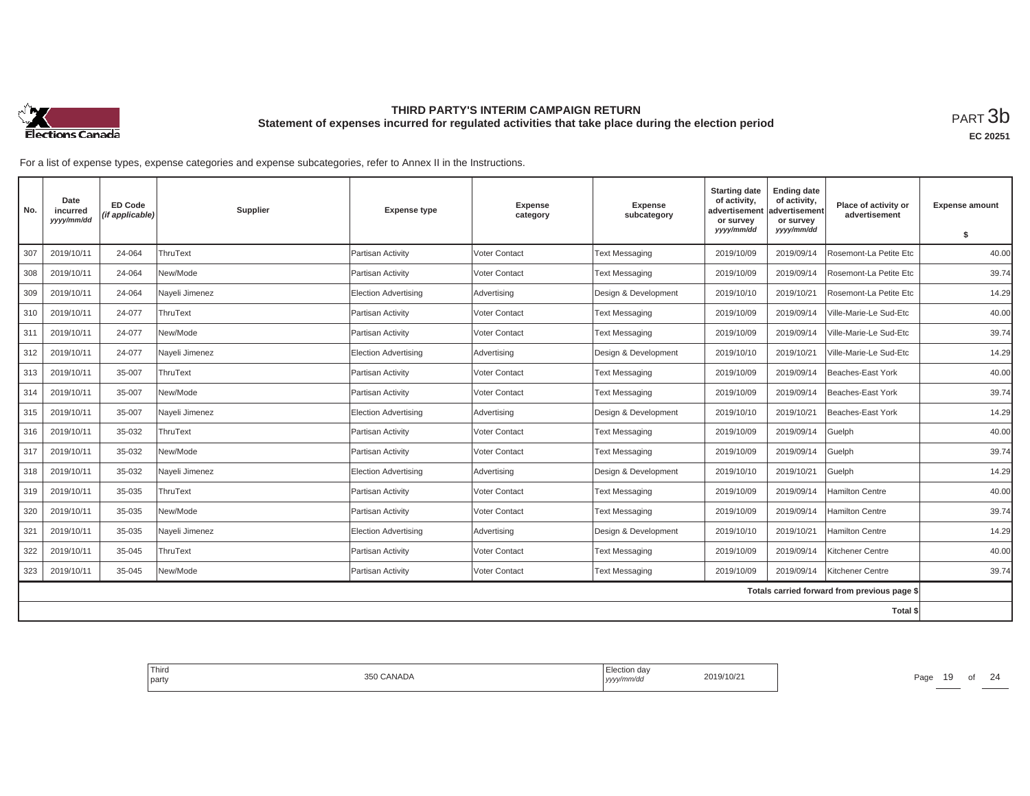# THIRD PARTY'S INTERIM CAMPAIGN RETURN

## Statement of expenses incurred for regulated activities that take place during the election period

PART 3b

**EC 20251**

For a list of expense types, expense categories and expense subcategories, refer to Annex II in the Instructions.

| No. | Date incurred *yyyy/mm/dd* | ED Code *(if applicable)* | Supplier | Expense type | Expense category | Expense subcategory | Starting date of activity, advertisement or survey *yyyy/mm/dd* | Ending date of activity, advertisement or survey *yyyy/mm/dd* | Place of activity or advertisement | Expense amount $ |
|---|---|---|---|---|---|---|---|---|---|---|
| 307 | 2019/10/11 | 24-064 | ThruText | Partisan Activity | Voter Contact | Text Messaging | 2019/10/09 | 2019/09/14 | Rosemont-La Petite Etc | 40.00 |
| 308 | 2019/10/11 | 24-064 | New/Mode | Partisan Activity | Voter Contact | Text Messaging | 2019/10/09 | 2019/09/14 | Rosemont-La Petite Etc | 39.74 |
| 309 | 2019/10/11 | 24-064 | Nayeli Jimenez | Election Advertising | Advertising | Design & Development | 2019/10/10 | 2019/10/21 | Rosemont-La Petite Etc | 14.29 |
| 310 | 2019/10/11 | 24-077 | ThruText | Partisan Activity | Voter Contact | Text Messaging | 2019/10/09 | 2019/09/14 | Ville-Marie-Le Sud-Etc | 40.00 |
| 311 | 2019/10/11 | 24-077 | New/Mode | Partisan Activity | Voter Contact | Text Messaging | 2019/10/09 | 2019/09/14 | Ville-Marie-Le Sud-Etc | 39.74 |
| 312 | 2019/10/11 | 24-077 | Nayeli Jimenez | Election Advertising | Advertising | Design & Development | 2019/10/10 | 2019/10/21 | Ville-Marie-Le Sud-Etc | 14.29 |
| 313 | 2019/10/11 | 35-007 | ThruText | Partisan Activity | Voter Contact | Text Messaging | 2019/10/09 | 2019/09/14 | Beaches-East York | 40.00 |
| 314 | 2019/10/11 | 35-007 | New/Mode | Partisan Activity | Voter Contact | Text Messaging | 2019/10/09 | 2019/09/14 | Beaches-East York | 39.74 |
| 315 | 2019/10/11 | 35-007 | Nayeli Jimenez | Election Advertising | Advertising | Design & Development | 2019/10/10 | 2019/10/21 | Beaches-East York | 14.29 |
| 316 | 2019/10/11 | 35-032 | ThruText | Partisan Activity | Voter Contact | Text Messaging | 2019/10/09 | 2019/09/14 | Guelph | 40.00 |
| 317 | 2019/10/11 | 35-032 | New/Mode | Partisan Activity | Voter Contact | Text Messaging | 2019/10/09 | 2019/09/14 | Guelph | 39.74 |
| 318 | 2019/10/11 | 35-032 | Nayeli Jimenez | Election Advertising | Advertising | Design & Development | 2019/10/10 | 2019/10/21 | Guelph | 14.29 |
| 319 | 2019/10/11 | 35-035 | ThruText | Partisan Activity | Voter Contact | Text Messaging | 2019/10/09 | 2019/09/14 | Hamilton Centre | 40.00 |
| 320 | 2019/10/11 | 35-035 | New/Mode | Partisan Activity | Voter Contact | Text Messaging | 2019/10/09 | 2019/09/14 | Hamilton Centre | 39.74 |
| 321 | 2019/10/11 | 35-035 | Nayeli Jimenez | Election Advertising | Advertising | Design & Development | 2019/10/10 | 2019/10/21 | Hamilton Centre | 14.29 |
| 322 | 2019/10/11 | 35-045 | ThruText | Partisan Activity | Voter Contact | Text Messaging | 2019/10/09 | 2019/09/14 | Kitchener Centre | 40.00 |
| 323 | 2019/10/11 | 35-045 | New/Mode | Partisan Activity | Voter Contact | Text Messaging | 2019/10/09 | 2019/09/14 | Kitchener Centre | 39.74 |
| | | | | | | | | | Totals carried forward from previous page $ | |
| | | | | | | | | | Total $ | |

| Third party | 350 CANADA | Election day *yyyy/mm/dd* | 2019/10/21 |
|---|---|---|---|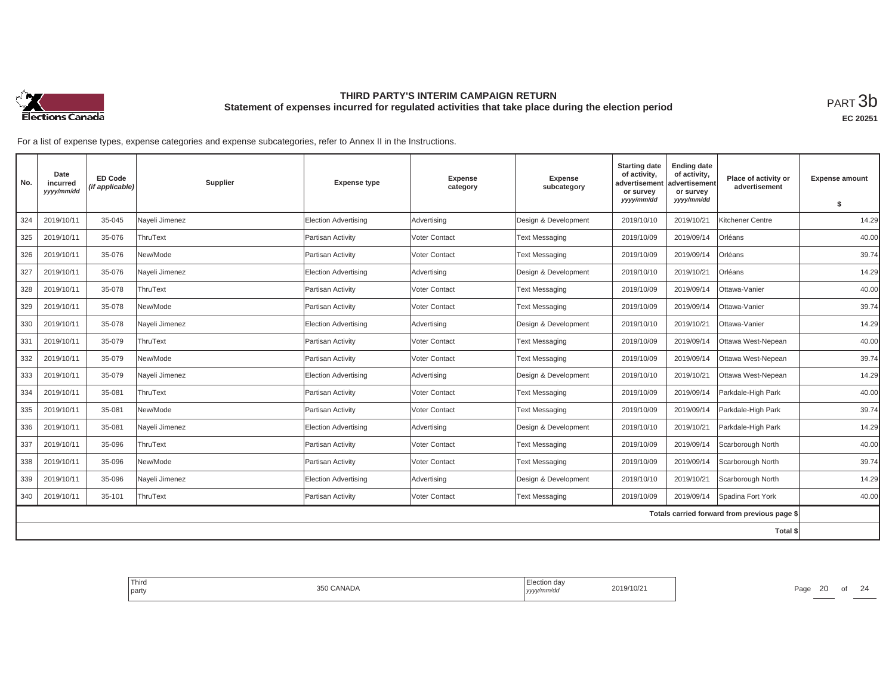# THIRD PARTY'S INTERIM CAMPAIGN RETURN

## Statement of expenses incurred for regulated activities that take place during the election period

PART 3b

EC 20251

For a list of expense types, expense categories and expense subcategories, refer to Annex II in the Instructions.

| No. | Date incurred *yyyy/mm/dd* | ED Code *(if applicable)* | Supplier | Expense type | Expense category | Expense subcategory | Starting date of activity, advertisement or survey *yyyy/mm/dd* | Ending date of activity, advertisement or survey *yyyy/mm/dd* | Place of activity or advertisement | Expense amount $ |
|---|---|---|---|---|---|---|---|---|---|---|
| 324 | 2019/10/11 | 35-045 | Nayeli Jimenez | Election Advertising | Advertising | Design & Development | 2019/10/10 | 2019/10/21 | Kitchener Centre | 14.29 |
| 325 | 2019/10/11 | 35-076 | ThruText | Partisan Activity | Voter Contact | Text Messaging | 2019/10/09 | 2019/09/14 | Orléans | 40.00 |
| 326 | 2019/10/11 | 35-076 | New/Mode | Partisan Activity | Voter Contact | Text Messaging | 2019/10/09 | 2019/09/14 | Orléans | 39.74 |
| 327 | 2019/10/11 | 35-076 | Nayeli Jimenez | Election Advertising | Advertising | Design & Development | 2019/10/10 | 2019/10/21 | Orléans | 14.29 |
| 328 | 2019/10/11 | 35-078 | ThruText | Partisan Activity | Voter Contact | Text Messaging | 2019/10/09 | 2019/09/14 | Ottawa-Vanier | 40.00 |
| 329 | 2019/10/11 | 35-078 | New/Mode | Partisan Activity | Voter Contact | Text Messaging | 2019/10/09 | 2019/09/14 | Ottawa-Vanier | 39.74 |
| 330 | 2019/10/11 | 35-078 | Nayeli Jimenez | Election Advertising | Advertising | Design & Development | 2019/10/10 | 2019/10/21 | Ottawa-Vanier | 14.29 |
| 331 | 2019/10/11 | 35-079 | ThruText | Partisan Activity | Voter Contact | Text Messaging | 2019/10/09 | 2019/09/14 | Ottawa West-Nepean | 40.00 |
| 332 | 2019/10/11 | 35-079 | New/Mode | Partisan Activity | Voter Contact | Text Messaging | 2019/10/09 | 2019/09/14 | Ottawa West-Nepean | 39.74 |
| 333 | 2019/10/11 | 35-079 | Nayeli Jimenez | Election Advertising | Advertising | Design & Development | 2019/10/10 | 2019/10/21 | Ottawa West-Nepean | 14.29 |
| 334 | 2019/10/11 | 35-081 | ThruText | Partisan Activity | Voter Contact | Text Messaging | 2019/10/09 | 2019/09/14 | Parkdale-High Park | 40.00 |
| 335 | 2019/10/11 | 35-081 | New/Mode | Partisan Activity | Voter Contact | Text Messaging | 2019/10/09 | 2019/09/14 | Parkdale-High Park | 39.74 |
| 336 | 2019/10/11 | 35-081 | Nayeli Jimenez | Election Advertising | Advertising | Design & Development | 2019/10/10 | 2019/10/21 | Parkdale-High Park | 14.29 |
| 337 | 2019/10/11 | 35-096 | ThruText | Partisan Activity | Voter Contact | Text Messaging | 2019/10/09 | 2019/09/14 | Scarborough North | 40.00 |
| 338 | 2019/10/11 | 35-096 | New/Mode | Partisan Activity | Voter Contact | Text Messaging | 2019/10/09 | 2019/09/14 | Scarborough North | 39.74 |
| 339 | 2019/10/11 | 35-096 | Nayeli Jimenez | Election Advertising | Advertising | Design & Development | 2019/10/10 | 2019/10/21 | Scarborough North | 14.29 |
| 340 | 2019/10/11 | 35-101 | ThruText | Partisan Activity | Voter Contact | Text Messaging | 2019/10/09 | 2019/09/14 | Spadina Fort York | 40.00 |
| | | | | | | | | | Totals carried forward from previous page $ | |
| | | | | | | | | | Total $ | |

| Third party | 350 CANADA | Election day *yyyy/mm/dd* | 2019/10/21 |
|---|---|---|---|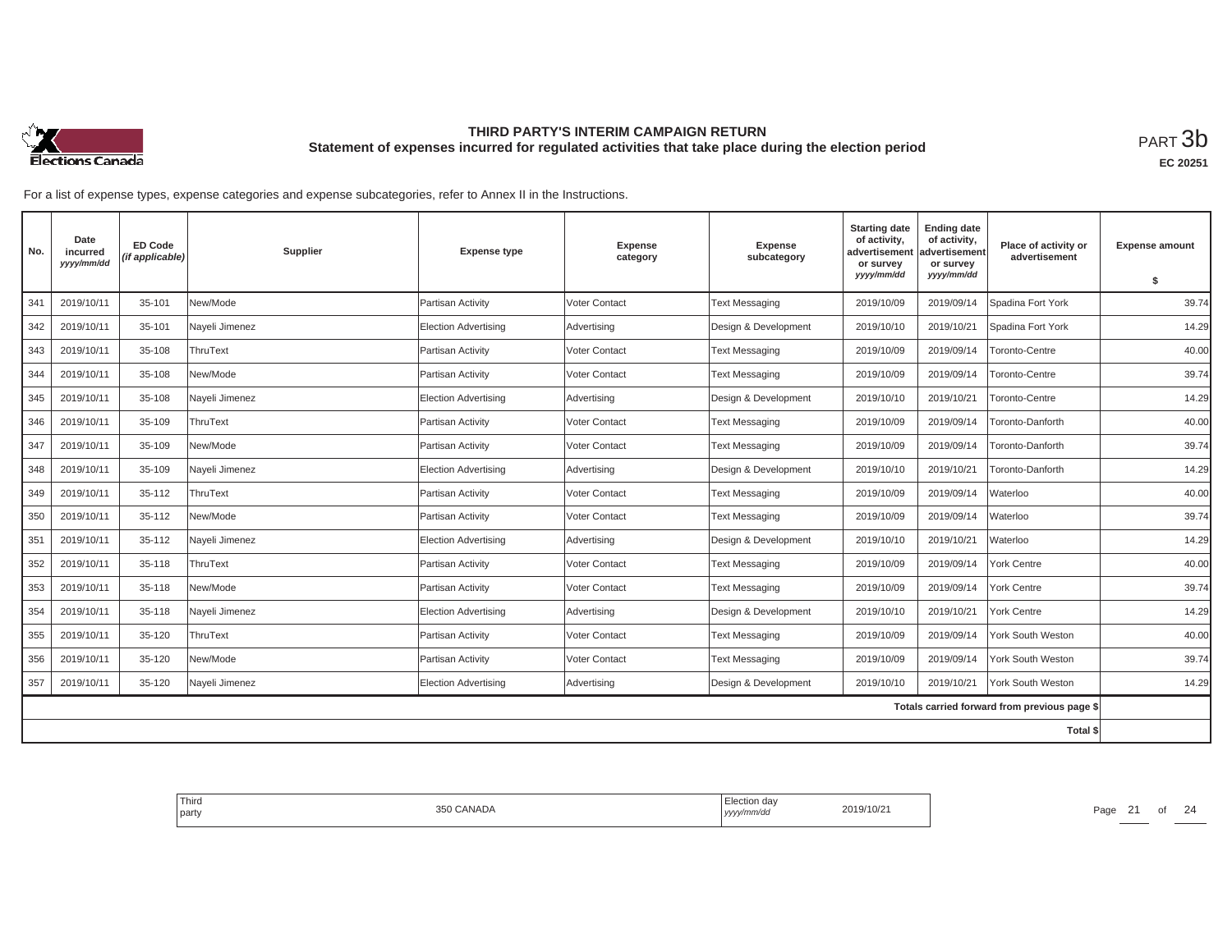# THIRD PARTY'S INTERIM CAMPAIGN RETURN

## Statement of expenses incurred for regulated activities that take place during the election period

PART 3b

EC 20251

For a list of expense types, expense categories and expense subcategories, refer to Annex II in the Instructions.

| No. | Date incurred *yyyy/mm/dd* | ED Code *(if applicable)* | Supplier | Expense type | Expense category | Expense subcategory | Starting date of activity, advertisement or survey *yyyy/mm/dd* | Ending date of activity, advertisement or survey *yyyy/mm/dd* | Place of activity or advertisement | Expense amount $ |
|---|---|---|---|---|---|---|---|---|---|---|
| 341 | 2019/10/11 | 35-101 | New/Mode | Partisan Activity | Voter Contact | Text Messaging | 2019/10/09 | 2019/09/14 | Spadina Fort York | 39.74 |
| 342 | 2019/10/11 | 35-101 | Nayeli Jimenez | Election Advertising | Advertising | Design & Development | 2019/10/10 | 2019/10/21 | Spadina Fort York | 14.29 |
| 343 | 2019/10/11 | 35-108 | ThruText | Partisan Activity | Voter Contact | Text Messaging | 2019/10/09 | 2019/09/14 | Toronto-Centre | 40.00 |
| 344 | 2019/10/11 | 35-108 | New/Mode | Partisan Activity | Voter Contact | Text Messaging | 2019/10/09 | 2019/09/14 | Toronto-Centre | 39.74 |
| 345 | 2019/10/11 | 35-108 | Nayeli Jimenez | Election Advertising | Advertising | Design & Development | 2019/10/10 | 2019/10/21 | Toronto-Centre | 14.29 |
| 346 | 2019/10/11 | 35-109 | ThruText | Partisan Activity | Voter Contact | Text Messaging | 2019/10/09 | 2019/09/14 | Toronto-Danforth | 40.00 |
| 347 | 2019/10/11 | 35-109 | New/Mode | Partisan Activity | Voter Contact | Text Messaging | 2019/10/09 | 2019/09/14 | Toronto-Danforth | 39.74 |
| 348 | 2019/10/11 | 35-109 | Nayeli Jimenez | Election Advertising | Advertising | Design & Development | 2019/10/10 | 2019/10/21 | Toronto-Danforth | 14.29 |
| 349 | 2019/10/11 | 35-112 | ThruText | Partisan Activity | Voter Contact | Text Messaging | 2019/10/09 | 2019/09/14 | Waterloo | 40.00 |
| 350 | 2019/10/11 | 35-112 | New/Mode | Partisan Activity | Voter Contact | Text Messaging | 2019/10/09 | 2019/09/14 | Waterloo | 39.74 |
| 351 | 2019/10/11 | 35-112 | Nayeli Jimenez | Election Advertising | Advertising | Design & Development | 2019/10/10 | 2019/10/21 | Waterloo | 14.29 |
| 352 | 2019/10/11 | 35-118 | ThruText | Partisan Activity | Voter Contact | Text Messaging | 2019/10/09 | 2019/09/14 | York Centre | 40.00 |
| 353 | 2019/10/11 | 35-118 | New/Mode | Partisan Activity | Voter Contact | Text Messaging | 2019/10/09 | 2019/09/14 | York Centre | 39.74 |
| 354 | 2019/10/11 | 35-118 | Nayeli Jimenez | Election Advertising | Advertising | Design & Development | 2019/10/10 | 2019/10/21 | York Centre | 14.29 |
| 355 | 2019/10/11 | 35-120 | ThruText | Partisan Activity | Voter Contact | Text Messaging | 2019/10/09 | 2019/09/14 | York South Weston | 40.00 |
| 356 | 2019/10/11 | 35-120 | New/Mode | Partisan Activity | Voter Contact | Text Messaging | 2019/10/09 | 2019/09/14 | York South Weston | 39.74 |
| 357 | 2019/10/11 | 35-120 | Nayeli Jimenez | Election Advertising | Advertising | Design & Development | 2019/10/10 | 2019/10/21 | York South Weston | 14.29 |
| | | | | | | | | | Totals carried forward from previous page $ | |
| | | | | | | | | | Total $ | |

| Third party | 350 CANADA | Election day *yyyy/mm/dd* | 2019/10/21 |
|---|---|---|---|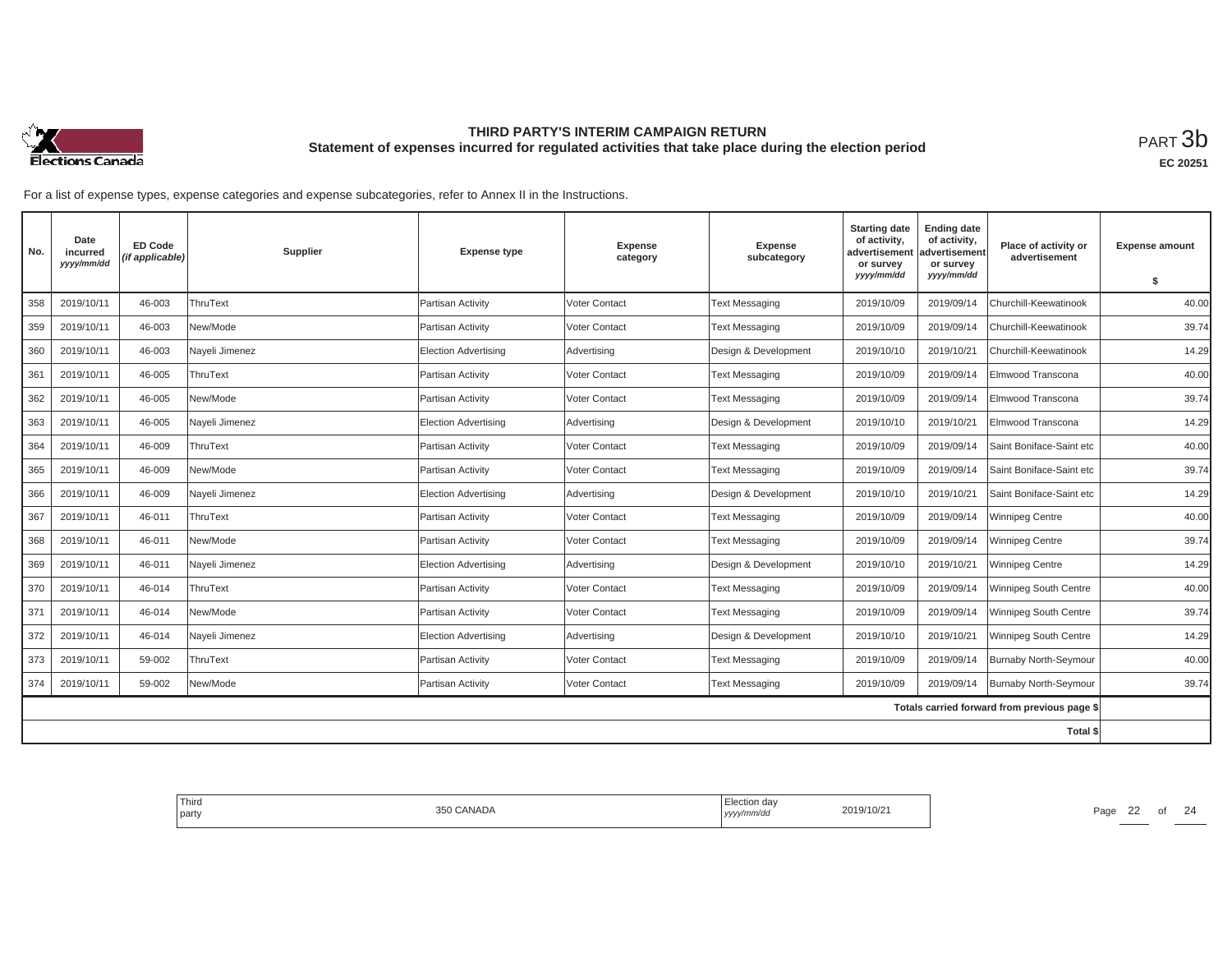# THIRD PARTY'S INTERIM CAMPAIGN RETURN

## Statement of expenses incurred for regulated activities that take place during the election period

PART 3b

**EC 20251**

For a list of expense types, expense categories and expense subcategories, refer to Annex II in the Instructions.

| No. | Date incurred *yyyy/mm/dd* | ED Code *(if applicable)* | Supplier | Expense type | Expense category | Expense subcategory | Starting date of activity, advertisement or survey *yyyy/mm/dd* | Ending date of activity, advertisement or survey *yyyy/mm/dd* | Place of activity or advertisement | Expense amount $ |
|---|---|---|---|---|---|---|---|---|---|---|
| 358 | 2019/10/11 | 46-003 | ThruText | Partisan Activity | Voter Contact | Text Messaging | 2019/10/09 | 2019/09/14 | Churchill-Keewatinook | 40.00 |
| 359 | 2019/10/11 | 46-003 | New/Mode | Partisan Activity | Voter Contact | Text Messaging | 2019/10/09 | 2019/09/14 | Churchill-Keewatinook | 39.74 |
| 360 | 2019/10/11 | 46-003 | Nayeli Jimenez | Election Advertising | Advertising | Design & Development | 2019/10/10 | 2019/10/21 | Churchill-Keewatinook | 14.29 |
| 361 | 2019/10/11 | 46-005 | ThruText | Partisan Activity | Voter Contact | Text Messaging | 2019/10/09 | 2019/09/14 | Elmwood Transcona | 40.00 |
| 362 | 2019/10/11 | 46-005 | New/Mode | Partisan Activity | Voter Contact | Text Messaging | 2019/10/09 | 2019/09/14 | Elmwood Transcona | 39.74 |
| 363 | 2019/10/11 | 46-005 | Nayeli Jimenez | Election Advertising | Advertising | Design & Development | 2019/10/10 | 2019/10/21 | Elmwood Transcona | 14.29 |
| 364 | 2019/10/11 | 46-009 | ThruText | Partisan Activity | Voter Contact | Text Messaging | 2019/10/09 | 2019/09/14 | Saint Boniface-Saint etc | 40.00 |
| 365 | 2019/10/11 | 46-009 | New/Mode | Partisan Activity | Voter Contact | Text Messaging | 2019/10/09 | 2019/09/14 | Saint Boniface-Saint etc | 39.74 |
| 366 | 2019/10/11 | 46-009 | Nayeli Jimenez | Election Advertising | Advertising | Design & Development | 2019/10/10 | 2019/10/21 | Saint Boniface-Saint etc | 14.29 |
| 367 | 2019/10/11 | 46-011 | ThruText | Partisan Activity | Voter Contact | Text Messaging | 2019/10/09 | 2019/09/14 | Winnipeg Centre | 40.00 |
| 368 | 2019/10/11 | 46-011 | New/Mode | Partisan Activity | Voter Contact | Text Messaging | 2019/10/09 | 2019/09/14 | Winnipeg Centre | 39.74 |
| 369 | 2019/10/11 | 46-011 | Nayeli Jimenez | Election Advertising | Advertising | Design & Development | 2019/10/10 | 2019/10/21 | Winnipeg Centre | 14.29 |
| 370 | 2019/10/11 | 46-014 | ThruText | Partisan Activity | Voter Contact | Text Messaging | 2019/10/09 | 2019/09/14 | Winnipeg South Centre | 40.00 |
| 371 | 2019/10/11 | 46-014 | New/Mode | Partisan Activity | Voter Contact | Text Messaging | 2019/10/09 | 2019/09/14 | Winnipeg South Centre | 39.74 |
| 372 | 2019/10/11 | 46-014 | Nayeli Jimenez | Election Advertising | Advertising | Design & Development | 2019/10/10 | 2019/10/21 | Winnipeg South Centre | 14.29 |
| 373 | 2019/10/11 | 59-002 | ThruText | Partisan Activity | Voter Contact | Text Messaging | 2019/10/09 | 2019/09/14 | Burnaby North-Seymour | 40.00 |
| 374 | 2019/10/11 | 59-002 | New/Mode | Partisan Activity | Voter Contact | Text Messaging | 2019/10/09 | 2019/09/14 | Burnaby North-Seymour | 39.74 |
| | | | | | | | | | Totals carried forward from previous page $ | |
| | | | | | | | | | Total $ | |

Third party: 350 CANADA

Election day *yyyy/mm/dd*: 2019/10/21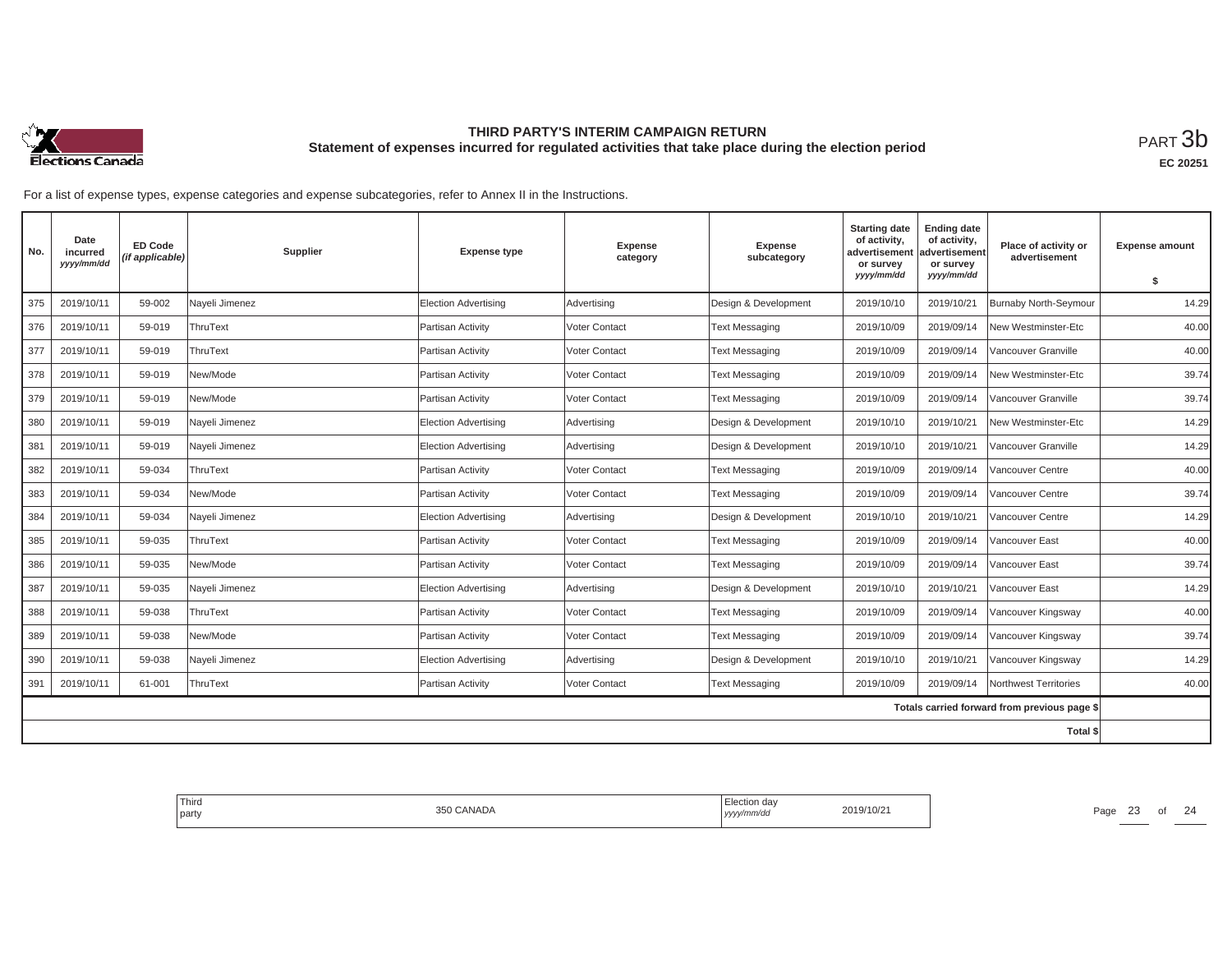# THIRD PARTY'S INTERIM CAMPAIGN RETURN

## Statement of expenses incurred for regulated activities that take place during the election period

PART 3b

EC 20251

For a list of expense types, expense categories and expense subcategories, refer to Annex II in the Instructions.

| No. | Date incurred yyyy/mm/dd | ED Code (if applicable) | Supplier | Expense type | Expense category | Expense subcategory | Starting date of activity, advertisement or survey yyyy/mm/dd | Ending date of activity, advertisement or survey yyyy/mm/dd | Place of activity or advertisement | Expense amount $ |
|---|---|---|---|---|---|---|---|---|---|---|
| 375 | 2019/10/11 | 59-002 | Nayeli Jimenez | Election Advertising | Advertising | Design & Development | 2019/10/10 | 2019/10/21 | Burnaby North-Seymour | 14.29 |
| 376 | 2019/10/11 | 59-019 | ThruText | Partisan Activity | Voter Contact | Text Messaging | 2019/10/09 | 2019/09/14 | New Westminster-Etc | 40.00 |
| 377 | 2019/10/11 | 59-019 | ThruText | Partisan Activity | Voter Contact | Text Messaging | 2019/10/09 | 2019/09/14 | Vancouver Granville | 40.00 |
| 378 | 2019/10/11 | 59-019 | New/Mode | Partisan Activity | Voter Contact | Text Messaging | 2019/10/09 | 2019/09/14 | New Westminster-Etc | 39.74 |
| 379 | 2019/10/11 | 59-019 | New/Mode | Partisan Activity | Voter Contact | Text Messaging | 2019/10/09 | 2019/09/14 | Vancouver Granville | 39.74 |
| 380 | 2019/10/11 | 59-019 | Nayeli Jimenez | Election Advertising | Advertising | Design & Development | 2019/10/10 | 2019/10/21 | New Westminster-Etc | 14.29 |
| 381 | 2019/10/11 | 59-019 | Nayeli Jimenez | Election Advertising | Advertising | Design & Development | 2019/10/10 | 2019/10/21 | Vancouver Granville | 14.29 |
| 382 | 2019/10/11 | 59-034 | ThruText | Partisan Activity | Voter Contact | Text Messaging | 2019/10/09 | 2019/09/14 | Vancouver Centre | 40.00 |
| 383 | 2019/10/11 | 59-034 | New/Mode | Partisan Activity | Voter Contact | Text Messaging | 2019/10/09 | 2019/09/14 | Vancouver Centre | 39.74 |
| 384 | 2019/10/11 | 59-034 | Nayeli Jimenez | Election Advertising | Advertising | Design & Development | 2019/10/10 | 2019/10/21 | Vancouver Centre | 14.29 |
| 385 | 2019/10/11 | 59-035 | ThruText | Partisan Activity | Voter Contact | Text Messaging | 2019/10/09 | 2019/09/14 | Vancouver East | 40.00 |
| 386 | 2019/10/11 | 59-035 | New/Mode | Partisan Activity | Voter Contact | Text Messaging | 2019/10/09 | 2019/09/14 | Vancouver East | 39.74 |
| 387 | 2019/10/11 | 59-035 | Nayeli Jimenez | Election Advertising | Advertising | Design & Development | 2019/10/10 | 2019/10/21 | Vancouver East | 14.29 |
| 388 | 2019/10/11 | 59-038 | ThruText | Partisan Activity | Voter Contact | Text Messaging | 2019/10/09 | 2019/09/14 | Vancouver Kingsway | 40.00 |
| 389 | 2019/10/11 | 59-038 | New/Mode | Partisan Activity | Voter Contact | Text Messaging | 2019/10/09 | 2019/09/14 | Vancouver Kingsway | 39.74 |
| 390 | 2019/10/11 | 59-038 | Nayeli Jimenez | Election Advertising | Advertising | Design & Development | 2019/10/10 | 2019/10/21 | Vancouver Kingsway | 14.29 |
| 391 | 2019/10/11 | 61-001 | ThruText | Partisan Activity | Voter Contact | Text Messaging | 2019/10/09 | 2019/09/14 | Northwest Territories | 40.00 |
| | | | | | | | | | Totals carried forward from previous page $ | |
| | | | | | | | | | Total $ | |

| Third party | 350 CANADA | Election day yyyy/mm/dd | 2019/10/21 |
|---|---|---|---|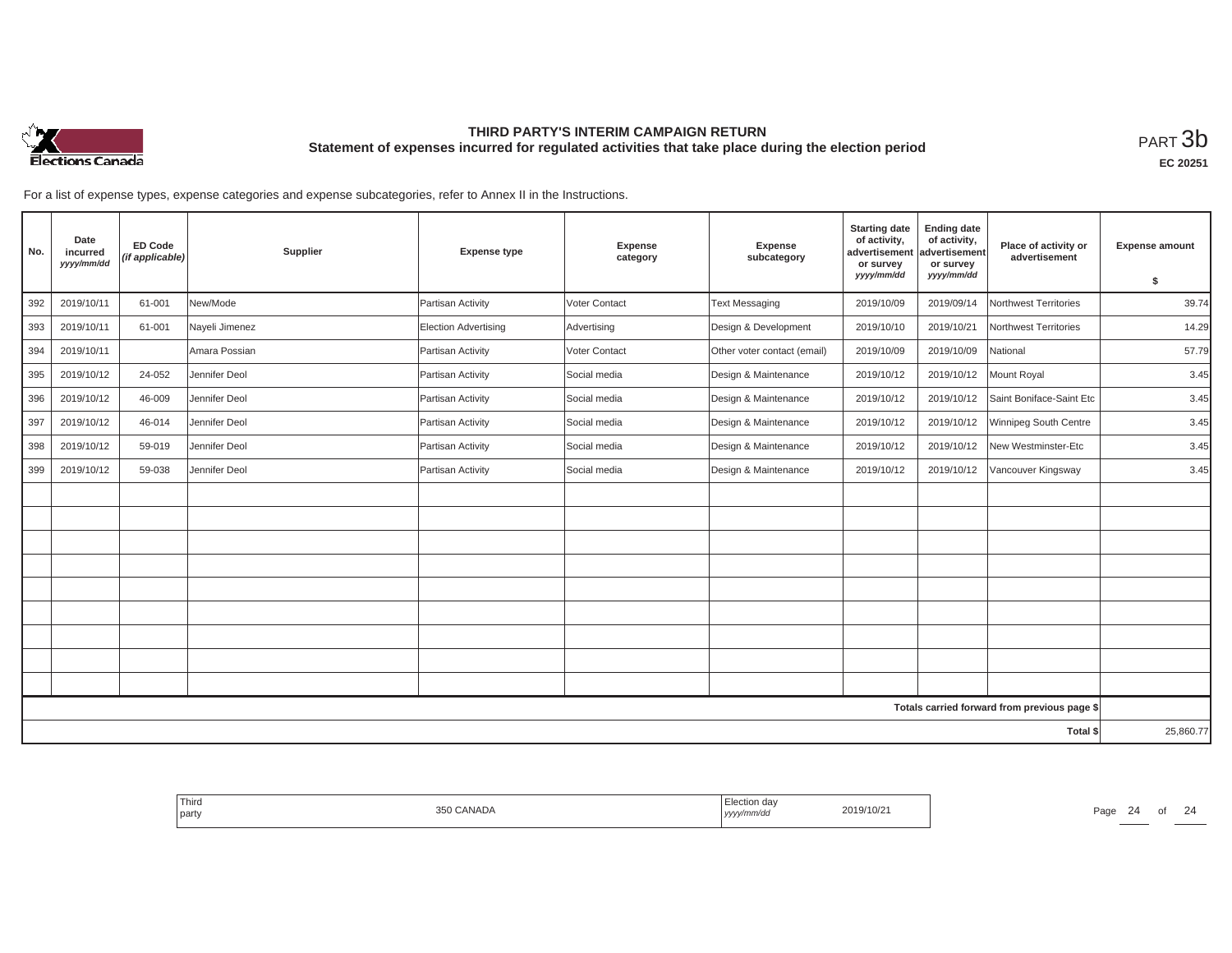# THIRD PARTY'S INTERIM CAMPAIGN RETURN

## Statement of expenses incurred for regulated activities that take place during the election period

PART 3b

EC 20251

For a list of expense types, expense categories and expense subcategories, refer to Annex II in the Instructions.

| No. | Date incurred *yyyy/mm/dd* | ED Code *(if applicable)* | Supplier | Expense type | Expense category | Expense subcategory | Starting date of activity, advertisement or survey *yyyy/mm/dd* | Ending date of activity, advertisement or survey *yyyy/mm/dd* | Place of activity or advertisement | Expense amount $ |
|---|---|---|---|---|---|---|---|---|---|---|
| 392 | 2019/10/11 | 61-001 | New/Mode | Partisan Activity | Voter Contact | Text Messaging | 2019/10/09 | 2019/09/14 | Northwest Territories | 39.74 |
| 393 | 2019/10/11 | 61-001 | Nayeli Jimenez | Election Advertising | Advertising | Design & Development | 2019/10/10 | 2019/10/21 | Northwest Territories | 14.29 |
| 394 | 2019/10/11 | | Amara Possian | Partisan Activity | Voter Contact | Other voter contact (email) | 2019/10/09 | 2019/10/09 | National | 57.79 |
| 395 | 2019/10/12 | 24-052 | Jennifer Deol | Partisan Activity | Social media | Design & Maintenance | 2019/10/12 | 2019/10/12 | Mount Royal | 3.45 |
| 396 | 2019/10/12 | 46-009 | Jennifer Deol | Partisan Activity | Social media | Design & Maintenance | 2019/10/12 | 2019/10/12 | Saint Boniface-Saint Etc | 3.45 |
| 397 | 2019/10/12 | 46-014 | Jennifer Deol | Partisan Activity | Social media | Design & Maintenance | 2019/10/12 | 2019/10/12 | Winnipeg South Centre | 3.45 |
| 398 | 2019/10/12 | 59-019 | Jennifer Deol | Partisan Activity | Social media | Design & Maintenance | 2019/10/12 | 2019/10/12 | New Westminster-Etc | 3.45 |
| 399 | 2019/10/12 | 59-038 | Jennifer Deol | Partisan Activity | Social media | Design & Maintenance | 2019/10/12 | 2019/10/12 | Vancouver Kingsway | 3.45 |
| | | | | | | | | | | |
| | | | | | | | | | | |
| | | | | | | | | | | |
| | | | | | | | | | | |
| | | | | | | | | | | |
| | | | | | | | | | | |
| | | | | | | | | | | |
| | | | | | | | | | | |
| | | | | | | | | | | |
| | | | | | | | | | **Totals carried forward from previous page $** | |
| | | | | | | | | | **Total $** | 25,860.77 |

| Third party | 350 CANADA | Election day *yyyy/mm/dd* | 2019/10/21 |
|---|---|---|---|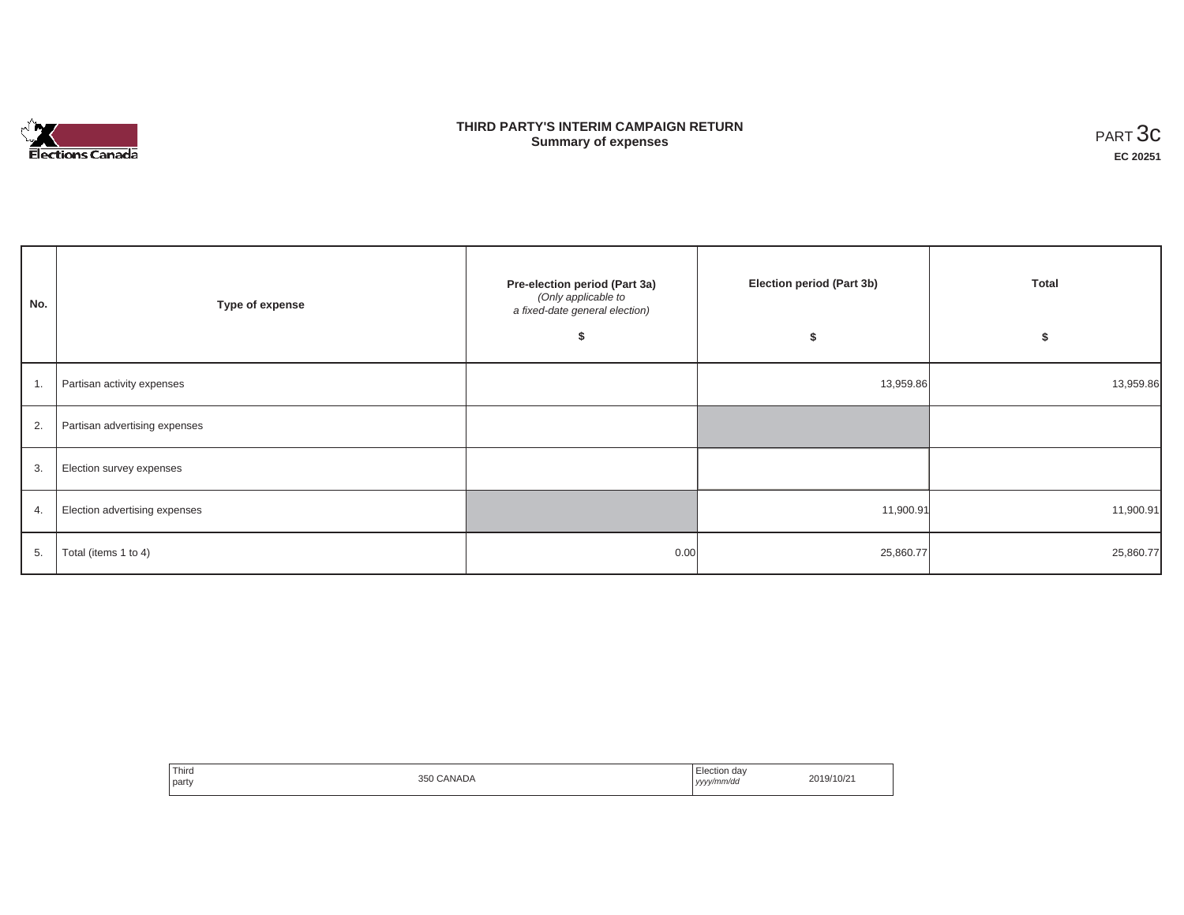Elections Canada

# THIRD PARTY'S INTERIM CAMPAIGN RETURN
## Summary of expenses

PART 3c
**EC 20251**

| No. | Type of expense | Pre-election period (Part 3a) *(Only applicable to a fixed-date general election)* $ | Election period (Part 3b) $ | Total $ |
|---|---|---|---|---|
| 1. | Partisan activity expenses | | 13,959.86 | 13,959.86 |
| 2. | Partisan advertising expenses | | | |
| 3. | Election survey expenses | | | |
| 4. | Election advertising expenses | | 11,900.91 | 11,900.91 |
| 5. | Total (items 1 to 4) | 0.00 | 25,860.77 | 25,860.77 |

| Third party | 350 CANADA | Election day *yyyy/mm/dd* | 2019/10/21 |
|---|---|---|---|